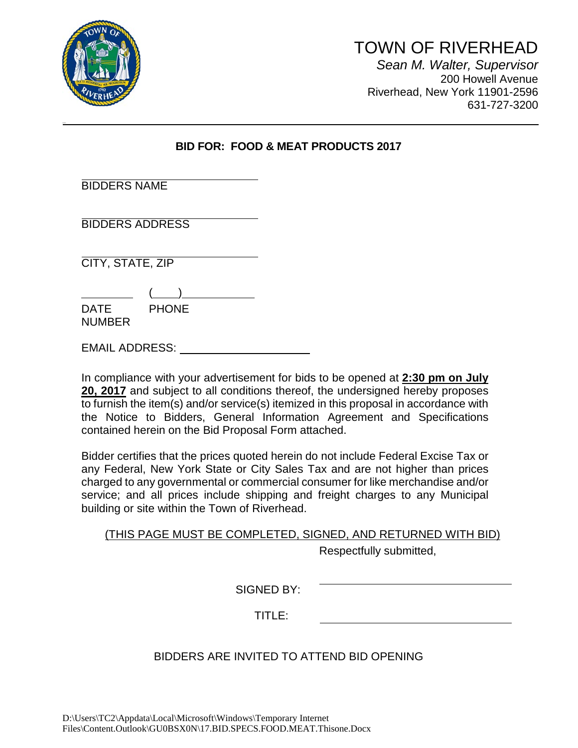# TOWN OF RIVERHEAD

*Sean M. Walter, Supervisor*
200 Howell Avenue
Riverhead, New York 11901-2596
631-727-3200

---

**BID FOR: FOOD & MEAT PRODUCTS 2017**

______________________________
BIDDERS NAME

______________________________
BIDDERS ADDRESS

______________________________
CITY, STATE, ZIP

__________ (____)____________
DATE PHONE NUMBER

EMAIL ADDRESS: ______________________

In compliance with your advertisement for bids to be opened at **2:30 pm on July 20, 2017** and subject to all conditions thereof, the undersigned hereby proposes to furnish the item(s) and/or service(s) itemized in this proposal in accordance with the Notice to Bidders, General Information Agreement and Specifications contained herein on the Bid Proposal Form attached.

Bidder certifies that the prices quoted herein do not include Federal Excise Tax or any Federal, New York State or City Sales Tax and are not higher than prices charged to any governmental or commercial consumer for like merchandise and/or service; and all prices include shipping and freight charges to any Municipal building or site within the Town of Riverhead.

(THIS PAGE MUST BE COMPLETED, SIGNED, AND RETURNED WITH BID)

Respectfully submitted,

SIGNED BY: ______________________________

TITLE: ______________________________

BIDDERS ARE INVITED TO ATTEND BID OPENING

D:\Users\TC2\Appdata\Local\Microsoft\Windows\Temporary Internet Files\Content.Outlook\GU0BSX0N\17.BID.SPECS.FOOD.MEAT.Thisone.Docx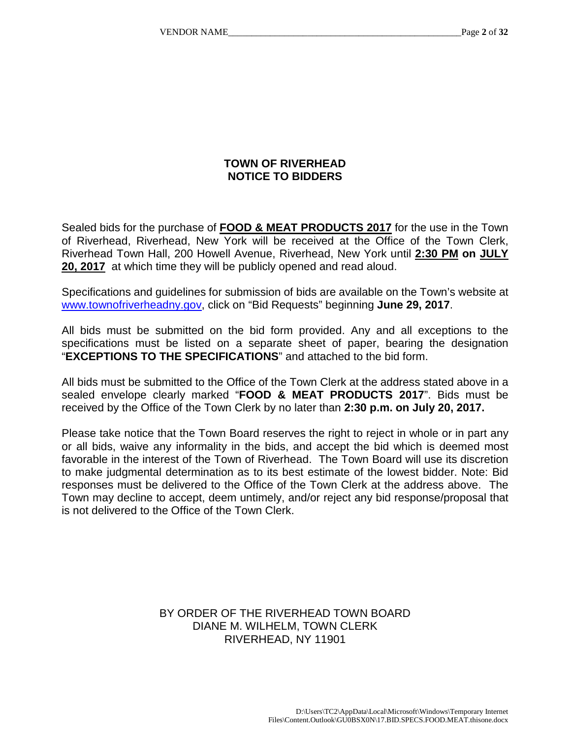# TOWN OF RIVERHEAD
# NOTICE TO BIDDERS

Sealed bids for the purchase of **FOOD & MEAT PRODUCTS 2017** for the use in the Town of Riverhead, Riverhead, New York will be received at the Office of the Town Clerk, Riverhead Town Hall, 200 Howell Avenue, Riverhead, New York until **2:30 PM on JULY 20, 2017** at which time they will be publicly opened and read aloud.

Specifications and guidelines for submission of bids are available on the Town's website at www.townofriverheadny.gov, click on "Bid Requests" beginning **June 29, 2017**.

All bids must be submitted on the bid form provided. Any and all exceptions to the specifications must be listed on a separate sheet of paper, bearing the designation "**EXCEPTIONS TO THE SPECIFICATIONS**" and attached to the bid form.

All bids must be submitted to the Office of the Town Clerk at the address stated above in a sealed envelope clearly marked "**FOOD & MEAT PRODUCTS 2017**". Bids must be received by the Office of the Town Clerk by no later than **2:30 p.m. on July 20, 2017.**

Please take notice that the Town Board reserves the right to reject in whole or in part any or all bids, waive any informality in the bids, and accept the bid which is deemed most favorable in the interest of the Town of Riverhead. The Town Board will use its discretion to make judgmental determination as to its best estimate of the lowest bidder. Note: Bid responses must be delivered to the Office of the Town Clerk at the address above. The Town may decline to accept, deem untimely, and/or reject any bid response/proposal that is not delivered to the Office of the Town Clerk.

BY ORDER OF THE RIVERHEAD TOWN BOARD
DIANE M. WILHELM, TOWN CLERK
RIVERHEAD, NY 11901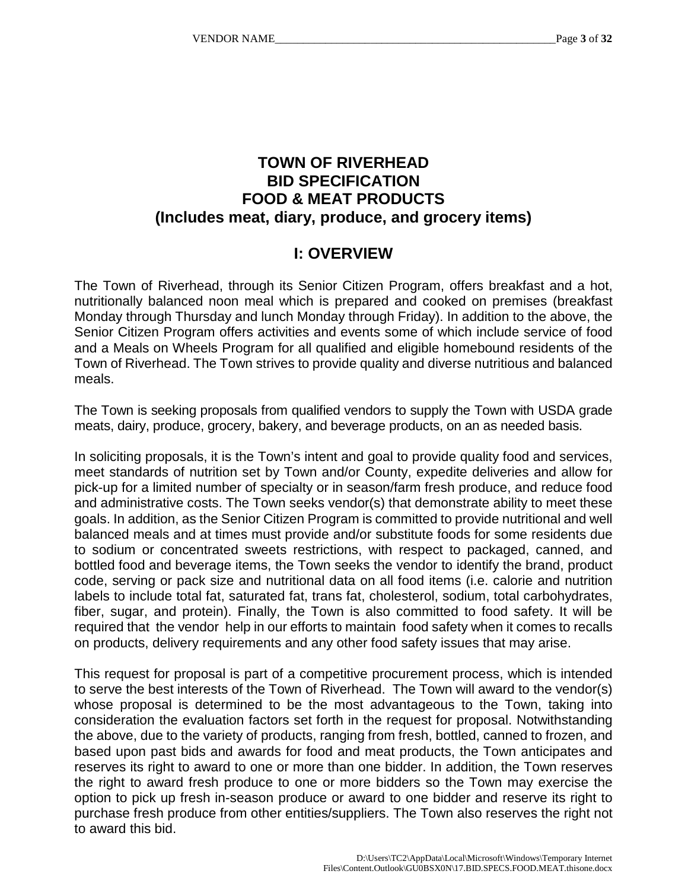# TOWN OF RIVERHEAD
# BID SPECIFICATION
# FOOD & MEAT PRODUCTS
# (Includes meat, diary, produce, and grocery items)

## I: OVERVIEW

The Town of Riverhead, through its Senior Citizen Program, offers breakfast and a hot, nutritionally balanced noon meal which is prepared and cooked on premises (breakfast Monday through Thursday and lunch Monday through Friday). In addition to the above, the Senior Citizen Program offers activities and events some of which include service of food and a Meals on Wheels Program for all qualified and eligible homebound residents of the Town of Riverhead. The Town strives to provide quality and diverse nutritious and balanced meals.

The Town is seeking proposals from qualified vendors to supply the Town with USDA grade meats, dairy, produce, grocery, bakery, and beverage products, on an as needed basis.

In soliciting proposals, it is the Town's intent and goal to provide quality food and services, meet standards of nutrition set by Town and/or County, expedite deliveries and allow for pick-up for a limited number of specialty or in season/farm fresh produce, and reduce food and administrative costs. The Town seeks vendor(s) that demonstrate ability to meet these goals. In addition, as the Senior Citizen Program is committed to provide nutritional and well balanced meals and at times must provide and/or substitute foods for some residents due to sodium or concentrated sweets restrictions, with respect to packaged, canned, and bottled food and beverage items, the Town seeks the vendor to identify the brand, product code, serving or pack size and nutritional data on all food items (i.e. calorie and nutrition labels to include total fat, saturated fat, trans fat, cholesterol, sodium, total carbohydrates, fiber, sugar, and protein). Finally, the Town is also committed to food safety. It will be required that the vendor help in our efforts to maintain food safety when it comes to recalls on products, delivery requirements and any other food safety issues that may arise.

This request for proposal is part of a competitive procurement process, which is intended to serve the best interests of the Town of Riverhead. The Town will award to the vendor(s) whose proposal is determined to be the most advantageous to the Town, taking into consideration the evaluation factors set forth in the request for proposal. Notwithstanding the above, due to the variety of products, ranging from fresh, bottled, canned to frozen, and based upon past bids and awards for food and meat products, the Town anticipates and reserves its right to award to one or more than one bidder. In addition, the Town reserves the right to award fresh produce to one or more bidders so the Town may exercise the option to pick up fresh in-season produce or award to one bidder and reserve its right to purchase fresh produce from other entities/suppliers. The Town also reserves the right not to award this bid.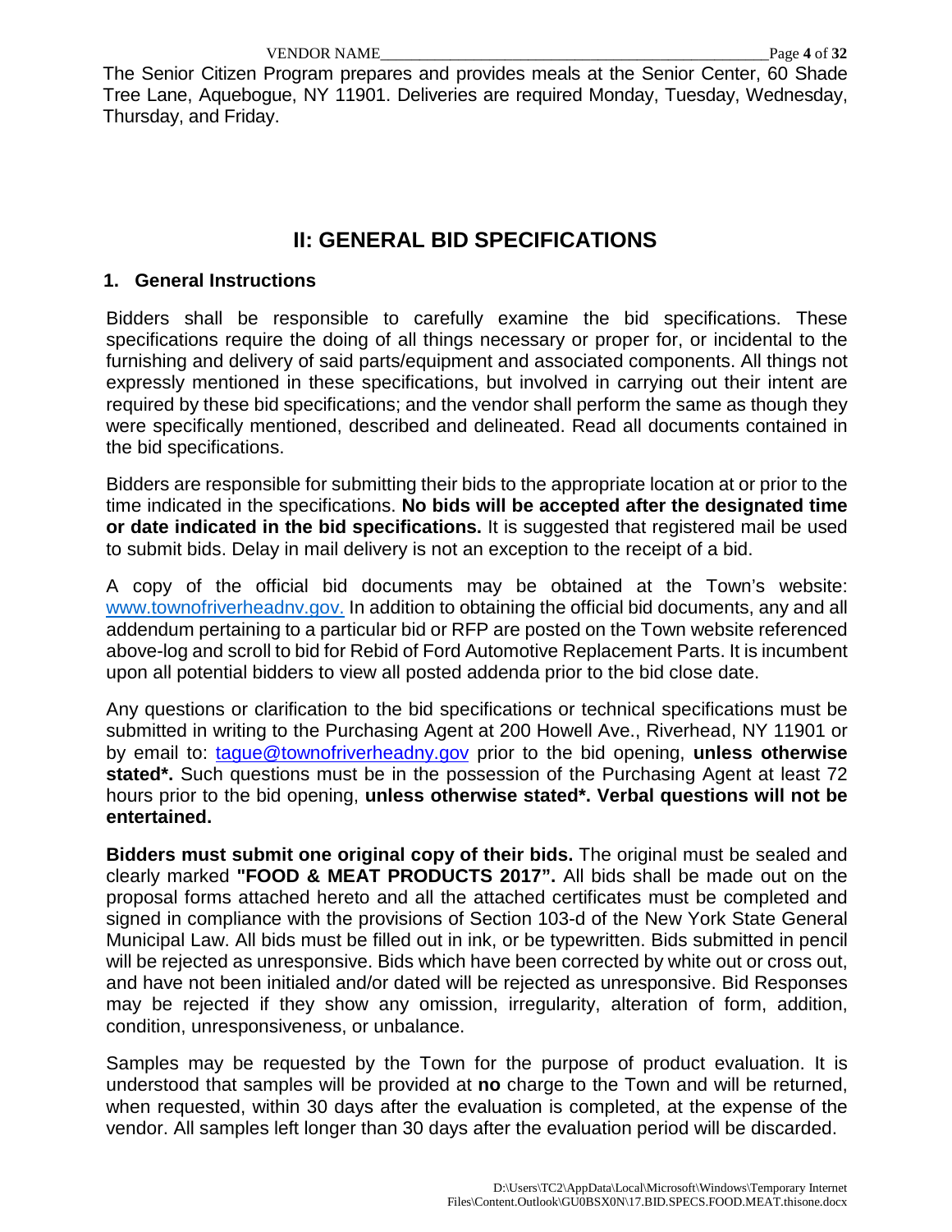The Senior Citizen Program prepares and provides meals at the Senior Center, 60 Shade Tree Lane, Aquebogue, NY 11901. Deliveries are required Monday, Tuesday, Wednesday, Thursday, and Friday.

## II: GENERAL BID SPECIFICATIONS

### 1. General Instructions

Bidders shall be responsible to carefully examine the bid specifications. These specifications require the doing of all things necessary or proper for, or incidental to the furnishing and delivery of said parts/equipment and associated components. All things not expressly mentioned in these specifications, but involved in carrying out their intent are required by these bid specifications; and the vendor shall perform the same as though they were specifically mentioned, described and delineated. Read all documents contained in the bid specifications.

Bidders are responsible for submitting their bids to the appropriate location at or prior to the time indicated in the specifications. **No bids will be accepted after the designated time or date indicated in the bid specifications.** It is suggested that registered mail be used to submit bids. Delay in mail delivery is not an exception to the receipt of a bid.

A copy of the official bid documents may be obtained at the Town's website: www.townofriverheadnv.gov. In addition to obtaining the official bid documents, any and all addendum pertaining to a particular bid or RFP are posted on the Town website referenced above-log and scroll to bid for Rebid of Ford Automotive Replacement Parts. It is incumbent upon all potential bidders to view all posted addenda prior to the bid close date.

Any questions or clarification to the bid specifications or technical specifications must be submitted in writing to the Purchasing Agent at 200 Howell Ave., Riverhead, NY 11901 or by email to: tague@townofriverheadny.gov prior to the bid opening, **unless otherwise stated\*.** Such questions must be in the possession of the Purchasing Agent at least 72 hours prior to the bid opening, **unless otherwise stated\*. Verbal questions will not be entertained.**

**Bidders must submit one original copy of their bids.** The original must be sealed and clearly marked **"FOOD & MEAT PRODUCTS 2017".** All bids shall be made out on the proposal forms attached hereto and all the attached certificates must be completed and signed in compliance with the provisions of Section 103-d of the New York State General Municipal Law. All bids must be filled out in ink, or be typewritten. Bids submitted in pencil will be rejected as unresponsive. Bids which have been corrected by white out or cross out, and have not been initialed and/or dated will be rejected as unresponsive. Bid Responses may be rejected if they show any omission, irregularity, alteration of form, addition, condition, unresponsiveness, or unbalance.

Samples may be requested by the Town for the purpose of product evaluation. It is understood that samples will be provided at **no** charge to the Town and will be returned, when requested, within 30 days after the evaluation is completed, at the expense of the vendor. All samples left longer than 30 days after the evaluation period will be discarded.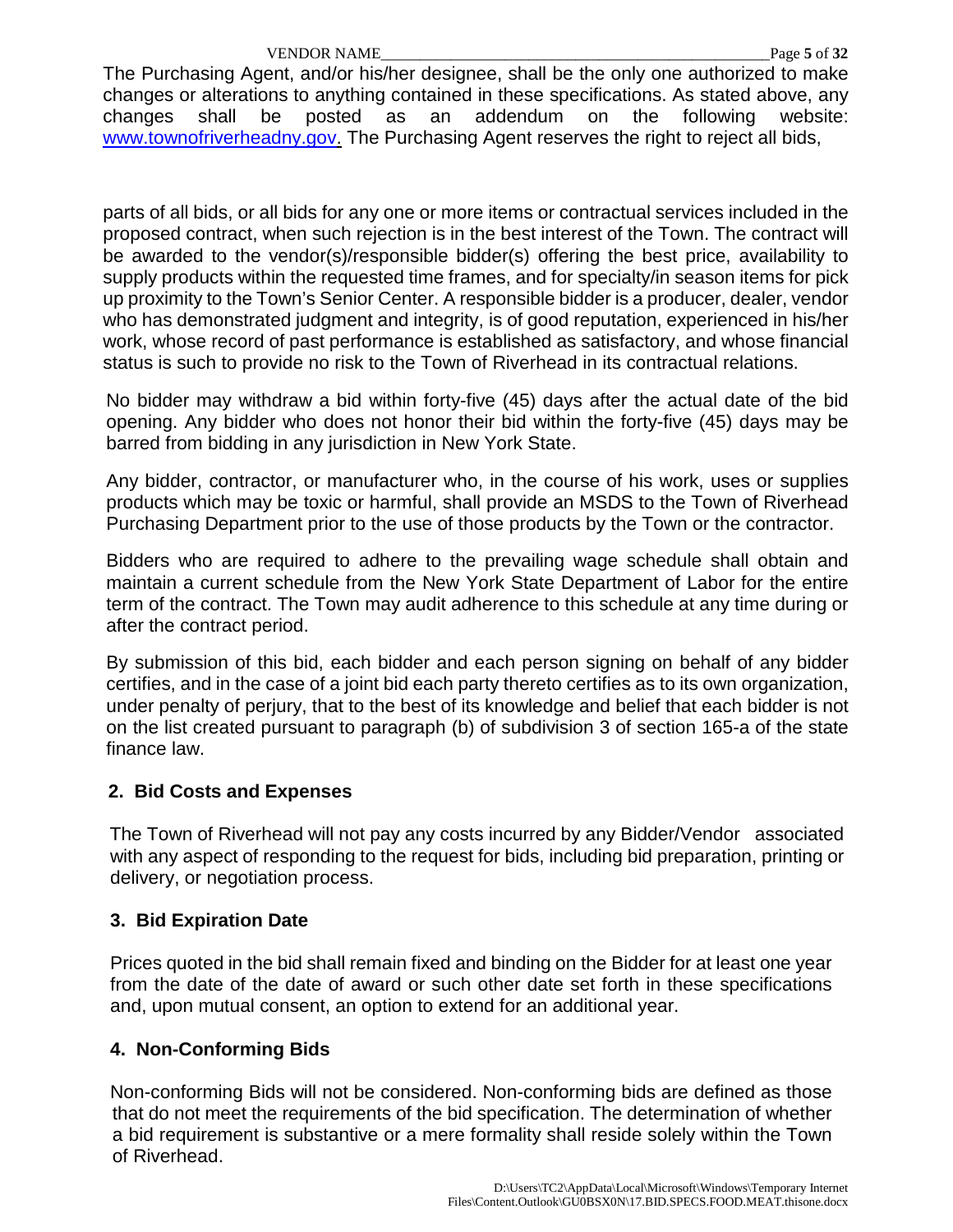The Purchasing Agent, and/or his/her designee, shall be the only one authorized to make changes or alterations to anything contained in these specifications. As stated above, any changes shall be posted as an addendum on the following website: www.townofriverheadny.gov. The Purchasing Agent reserves the right to reject all bids, parts of all bids, or all bids for any one or more items or contractual services included in the proposed contract, when such rejection is in the best interest of the Town. The contract will be awarded to the vendor(s)/responsible bidder(s) offering the best price, availability to supply products within the requested time frames, and for specialty/in season items for pick up proximity to the Town's Senior Center. A responsible bidder is a producer, dealer, vendor who has demonstrated judgment and integrity, is of good reputation, experienced in his/her work, whose record of past performance is established as satisfactory, and whose financial status is such to provide no risk to the Town of Riverhead in its contractual relations.

No bidder may withdraw a bid within forty-five (45) days after the actual date of the bid opening. Any bidder who does not honor their bid within the forty-five (45) days may be barred from bidding in any jurisdiction in New York State.

Any bidder, contractor, or manufacturer who, in the course of his work, uses or supplies products which may be toxic or harmful, shall provide an MSDS to the Town of Riverhead Purchasing Department prior to the use of those products by the Town or the contractor.

Bidders who are required to adhere to the prevailing wage schedule shall obtain and maintain a current schedule from the New York State Department of Labor for the entire term of the contract. The Town may audit adherence to this schedule at any time during or after the contract period.

By submission of this bid, each bidder and each person signing on behalf of any bidder certifies, and in the case of a joint bid each party thereto certifies as to its own organization, under penalty of perjury, that to the best of its knowledge and belief that each bidder is not on the list created pursuant to paragraph (b) of subdivision 3 of section 165-a of the state finance law.

## 2. Bid Costs and Expenses

The Town of Riverhead will not pay any costs incurred by any Bidder/Vendor associated with any aspect of responding to the request for bids, including bid preparation, printing or delivery, or negotiation process.

## 3. Bid Expiration Date

Prices quoted in the bid shall remain fixed and binding on the Bidder for at least one year from the date of the date of award or such other date set forth in these specifications and, upon mutual consent, an option to extend for an additional year.

## 4. Non-Conforming Bids

Non-conforming Bids will not be considered. Non-conforming bids are defined as those that do not meet the requirements of the bid specification. The determination of whether a bid requirement is substantive or a mere formality shall reside solely within the Town of Riverhead.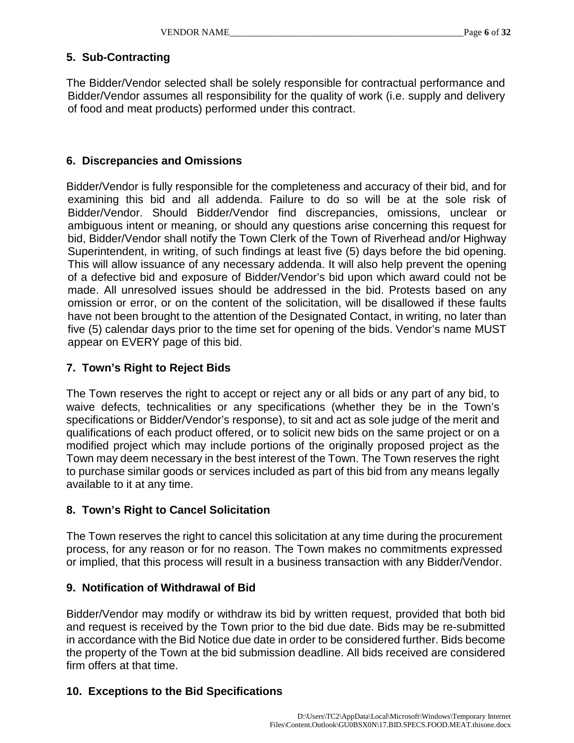## 5. Sub-Contracting

The Bidder/Vendor selected shall be solely responsible for contractual performance and Bidder/Vendor assumes all responsibility for the quality of work (i.e. supply and delivery of food and meat products) performed under this contract.

## 6. Discrepancies and Omissions

Bidder/Vendor is fully responsible for the completeness and accuracy of their bid, and for examining this bid and all addenda. Failure to do so will be at the sole risk of Bidder/Vendor. Should Bidder/Vendor find discrepancies, omissions, unclear or ambiguous intent or meaning, or should any questions arise concerning this request for bid, Bidder/Vendor shall notify the Town Clerk of the Town of Riverhead and/or Highway Superintendent, in writing, of such findings at least five (5) days before the bid opening. This will allow issuance of any necessary addenda. It will also help prevent the opening of a defective bid and exposure of Bidder/Vendor's bid upon which award could not be made. All unresolved issues should be addressed in the bid. Protests based on any omission or error, or on the content of the solicitation, will be disallowed if these faults have not been brought to the attention of the Designated Contact, in writing, no later than five (5) calendar days prior to the time set for opening of the bids. Vendor's name MUST appear on EVERY page of this bid.

## 7. Town's Right to Reject Bids

The Town reserves the right to accept or reject any or all bids or any part of any bid, to waive defects, technicalities or any specifications (whether they be in the Town's specifications or Bidder/Vendor's response), to sit and act as sole judge of the merit and qualifications of each product offered, or to solicit new bids on the same project or on a modified project which may include portions of the originally proposed project as the Town may deem necessary in the best interest of the Town. The Town reserves the right to purchase similar goods or services included as part of this bid from any means legally available to it at any time.

## 8. Town's Right to Cancel Solicitation

The Town reserves the right to cancel this solicitation at any time during the procurement process, for any reason or for no reason. The Town makes no commitments expressed or implied, that this process will result in a business transaction with any Bidder/Vendor.

## 9. Notification of Withdrawal of Bid

Bidder/Vendor may modify or withdraw its bid by written request, provided that both bid and request is received by the Town prior to the bid due date. Bids may be re-submitted in accordance with the Bid Notice due date in order to be considered further. Bids become the property of the Town at the bid submission deadline. All bids received are considered firm offers at that time.

## 10. Exceptions to the Bid Specifications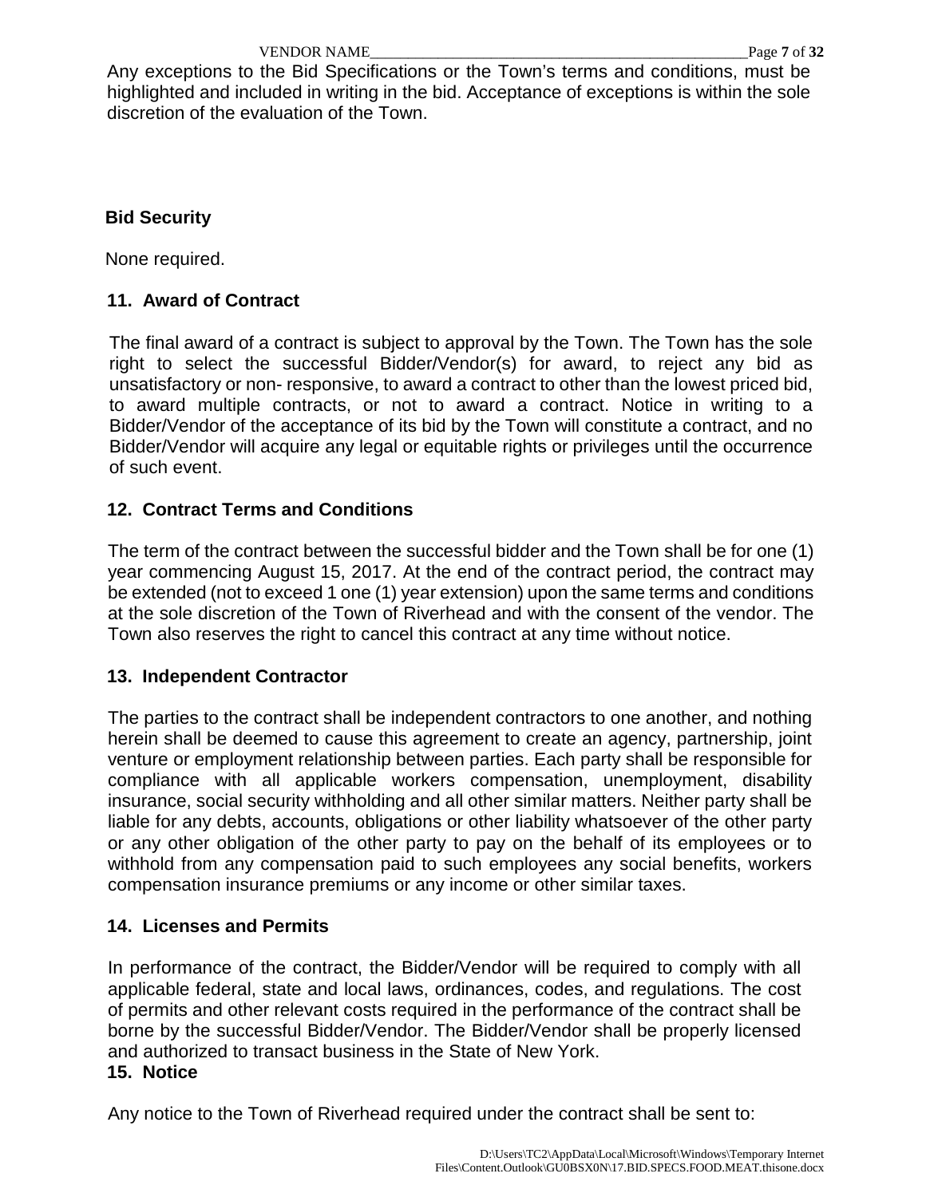Any exceptions to the Bid Specifications or the Town's terms and conditions, must be highlighted and included in writing in the bid. Acceptance of exceptions is within the sole discretion of the evaluation of the Town.

**Bid Security**

None required.

## 11. Award of Contract

The final award of a contract is subject to approval by the Town. The Town has the sole right to select the successful Bidder/Vendor(s) for award, to reject any bid as unsatisfactory or non- responsive, to award a contract to other than the lowest priced bid, to award multiple contracts, or not to award a contract. Notice in writing to a Bidder/Vendor of the acceptance of its bid by the Town will constitute a contract, and no Bidder/Vendor will acquire any legal or equitable rights or privileges until the occurrence of such event.

## 12. Contract Terms and Conditions

The term of the contract between the successful bidder and the Town shall be for one (1) year commencing August 15, 2017. At the end of the contract period, the contract may be extended (not to exceed 1 one (1) year extension) upon the same terms and conditions at the sole discretion of the Town of Riverhead and with the consent of the vendor. The Town also reserves the right to cancel this contract at any time without notice.

## 13. Independent Contractor

The parties to the contract shall be independent contractors to one another, and nothing herein shall be deemed to cause this agreement to create an agency, partnership, joint venture or employment relationship between parties. Each party shall be responsible for compliance with all applicable workers compensation, unemployment, disability insurance, social security withholding and all other similar matters. Neither party shall be liable for any debts, accounts, obligations or other liability whatsoever of the other party or any other obligation of the other party to pay on the behalf of its employees or to withhold from any compensation paid to such employees any social benefits, workers compensation insurance premiums or any income or other similar taxes.

## 14. Licenses and Permits

In performance of the contract, the Bidder/Vendor will be required to comply with all applicable federal, state and local laws, ordinances, codes, and regulations. The cost of permits and other relevant costs required in the performance of the contract shall be borne by the successful Bidder/Vendor. The Bidder/Vendor shall be properly licensed and authorized to transact business in the State of New York.

## 15. Notice

Any notice to the Town of Riverhead required under the contract shall be sent to: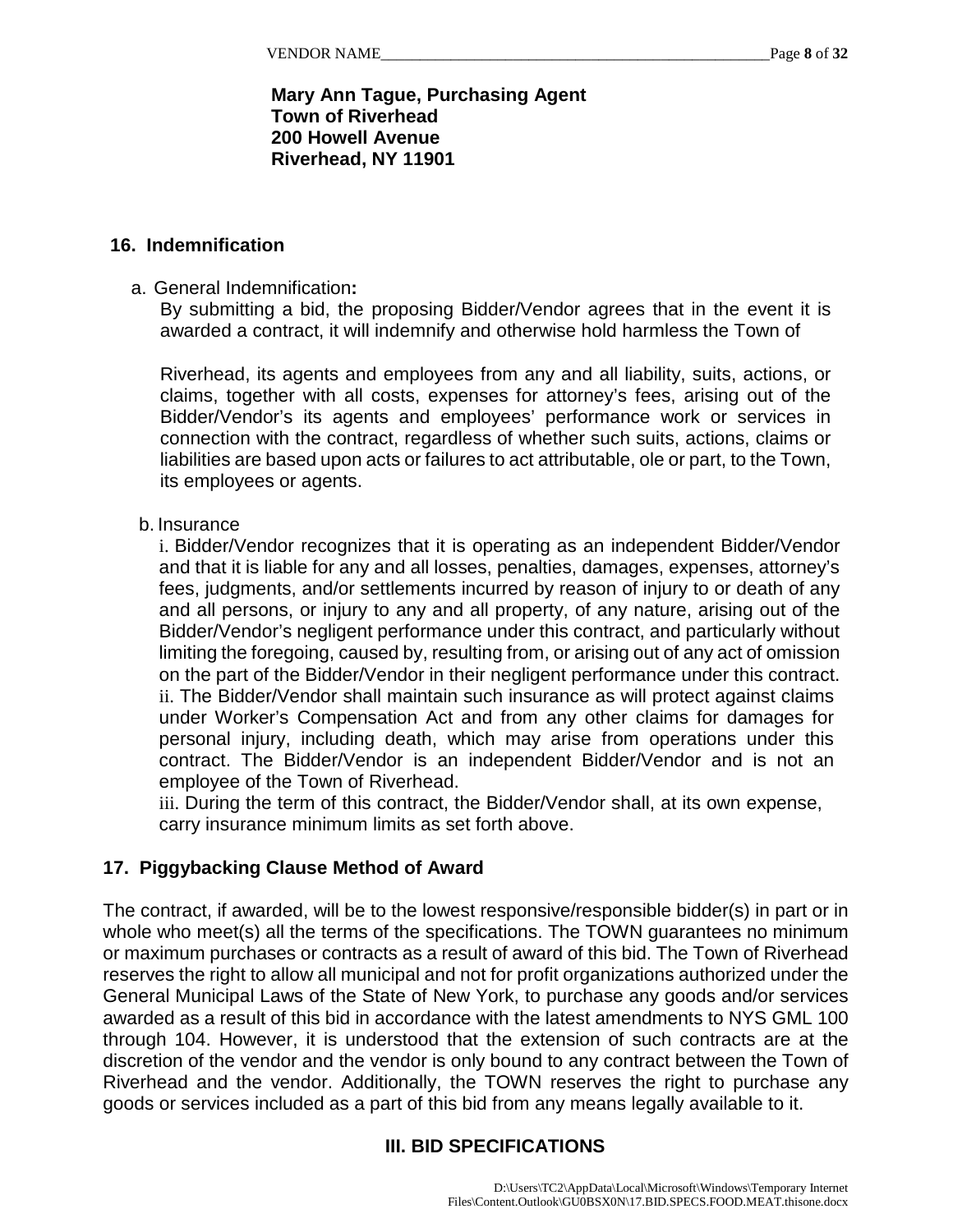**Mary Ann Tague, Purchasing Agent**
**Town of Riverhead**
**200 Howell Avenue**
**Riverhead, NY 11901**

### 16. Indemnification

a. General Indemnification**:**

By submitting a bid, the proposing Bidder/Vendor agrees that in the event it is awarded a contract, it will indemnify and otherwise hold harmless the Town of

Riverhead, its agents and employees from any and all liability, suits, actions, or claims, together with all costs, expenses for attorney's fees, arising out of the Bidder/Vendor's its agents and employees' performance work or services in connection with the contract, regardless of whether such suits, actions, claims or liabilities are based upon acts or failures to act attributable, ole or part, to the Town, its employees or agents.

b. Insurance

i. Bidder/Vendor recognizes that it is operating as an independent Bidder/Vendor and that it is liable for any and all losses, penalties, damages, expenses, attorney's fees, judgments, and/or settlements incurred by reason of injury to or death of any and all persons, or injury to any and all property, of any nature, arising out of the Bidder/Vendor's negligent performance under this contract, and particularly without limiting the foregoing, caused by, resulting from, or arising out of any act of omission on the part of the Bidder/Vendor in their negligent performance under this contract.

ii. The Bidder/Vendor shall maintain such insurance as will protect against claims under Worker's Compensation Act and from any other claims for damages for personal injury, including death, which may arise from operations under this contract. The Bidder/Vendor is an independent Bidder/Vendor and is not an employee of the Town of Riverhead.

iii. During the term of this contract, the Bidder/Vendor shall, at its own expense, carry insurance minimum limits as set forth above.

### 17. Piggybacking Clause Method of Award

The contract, if awarded, will be to the lowest responsive/responsible bidder(s) in part or in whole who meet(s) all the terms of the specifications. The TOWN guarantees no minimum or maximum purchases or contracts as a result of award of this bid. The Town of Riverhead reserves the right to allow all municipal and not for profit organizations authorized under the General Municipal Laws of the State of New York, to purchase any goods and/or services awarded as a result of this bid in accordance with the latest amendments to NYS GML 100 through 104. However, it is understood that the extension of such contracts are at the discretion of the vendor and the vendor is only bound to any contract between the Town of Riverhead and the vendor. Additionally, the TOWN reserves the right to purchase any goods or services included as a part of this bid from any means legally available to it.

## III. BID SPECIFICATIONS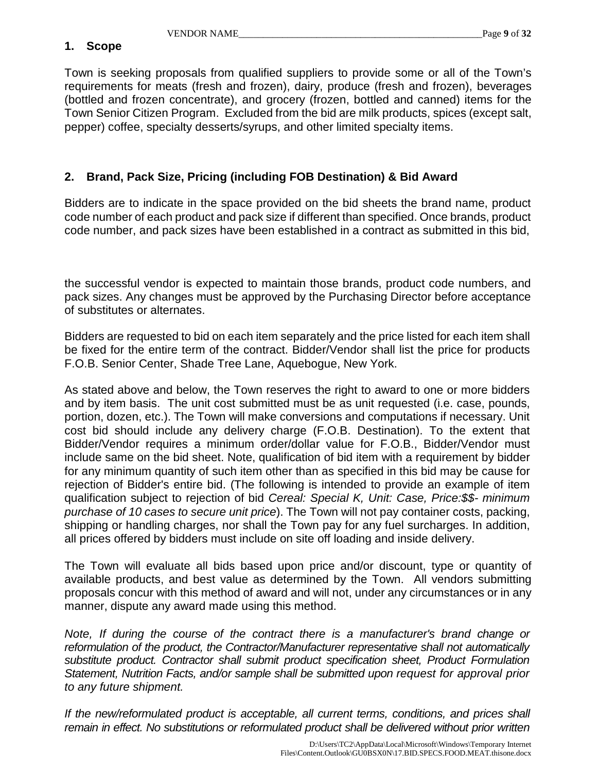## 1. Scope

Town is seeking proposals from qualified suppliers to provide some or all of the Town's requirements for meats (fresh and frozen), dairy, produce (fresh and frozen), beverages (bottled and frozen concentrate), and grocery (frozen, bottled and canned) items for the Town Senior Citizen Program. Excluded from the bid are milk products, spices (except salt, pepper) coffee, specialty desserts/syrups, and other limited specialty items.

## 2. Brand, Pack Size, Pricing (including FOB Destination) & Bid Award

Bidders are to indicate in the space provided on the bid sheets the brand name, product code number of each product and pack size if different than specified. Once brands, product code number, and pack sizes have been established in a contract as submitted in this bid, the successful vendor is expected to maintain those brands, product code numbers, and pack sizes. Any changes must be approved by the Purchasing Director before acceptance of substitutes or alternates.

Bidders are requested to bid on each item separately and the price listed for each item shall be fixed for the entire term of the contract. Bidder/Vendor shall list the price for products F.O.B. Senior Center, Shade Tree Lane, Aquebogue, New York.

As stated above and below, the Town reserves the right to award to one or more bidders and by item basis. The unit cost submitted must be as unit requested (i.e. case, pounds, portion, dozen, etc.). The Town will make conversions and computations if necessary. Unit cost bid should include any delivery charge (F.O.B. Destination). To the extent that Bidder/Vendor requires a minimum order/dollar value for F.O.B., Bidder/Vendor must include same on the bid sheet. Note, qualification of bid item with a requirement by bidder for any minimum quantity of such item other than as specified in this bid may be cause for rejection of Bidder's entire bid. (The following is intended to provide an example of item qualification subject to rejection of bid *Cereal: Special K, Unit: Case, Price:$$- minimum purchase of 10 cases to secure unit price*). The Town will not pay container costs, packing, shipping or handling charges, nor shall the Town pay for any fuel surcharges. In addition, all prices offered by bidders must include on site off loading and inside delivery.

The Town will evaluate all bids based upon price and/or discount, type or quantity of available products, and best value as determined by the Town. All vendors submitting proposals concur with this method of award and will not, under any circumstances or in any manner, dispute any award made using this method.

*Note, If during the course of the contract there is a manufacturer's brand change or reformulation of the product, the Contractor/Manufacturer representative shall not automatically substitute product. Contractor shall submit product specification sheet, Product Formulation Statement, Nutrition Facts, and/or sample shall be submitted upon request for approval prior to any future shipment.*

*If the new/reformulated product is acceptable, all current terms, conditions, and prices shall remain in effect. No substitutions or reformulated product shall be delivered without prior written*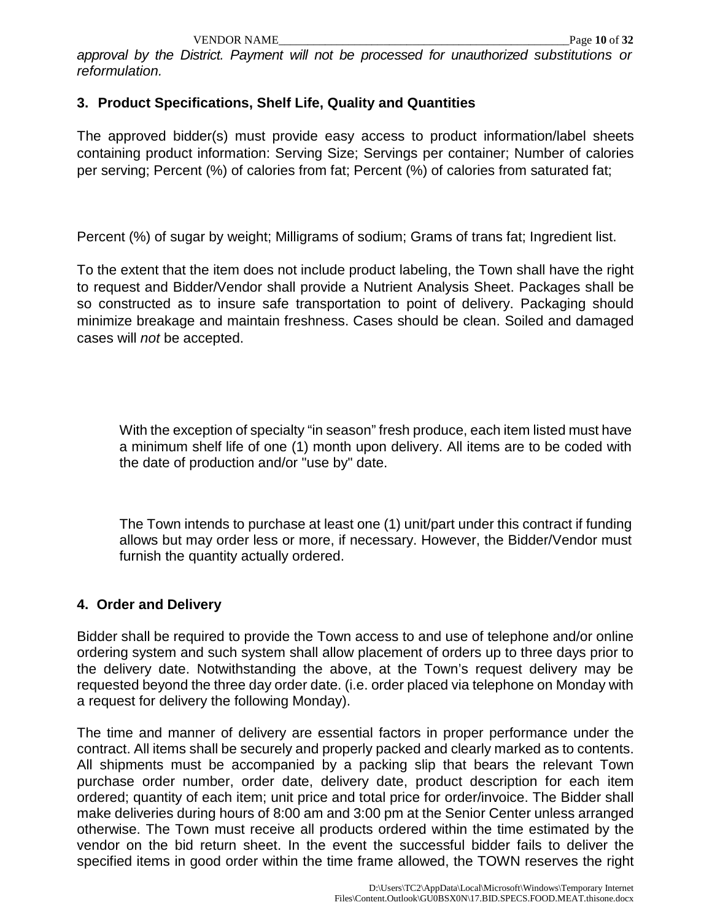*approval by the District. Payment will not be processed for unauthorized substitutions or reformulation.*

### 3. Product Specifications, Shelf Life, Quality and Quantities

The approved bidder(s) must provide easy access to product information/label sheets containing product information: Serving Size; Servings per container; Number of calories per serving; Percent (%) of calories from fat; Percent (%) of calories from saturated fat;

Percent (%) of sugar by weight; Milligrams of sodium; Grams of trans fat; Ingredient list.

To the extent that the item does not include product labeling, the Town shall have the right to request and Bidder/Vendor shall provide a Nutrient Analysis Sheet. Packages shall be so constructed as to insure safe transportation to point of delivery. Packaging should minimize breakage and maintain freshness. Cases should be clean. Soiled and damaged cases will *not* be accepted.

With the exception of specialty "in season" fresh produce, each item listed must have a minimum shelf life of one (1) month upon delivery. All items are to be coded with the date of production and/or "use by" date.

The Town intends to purchase at least one (1) unit/part under this contract if funding allows but may order less or more, if necessary. However, the Bidder/Vendor must furnish the quantity actually ordered.

### 4. Order and Delivery

Bidder shall be required to provide the Town access to and use of telephone and/or online ordering system and such system shall allow placement of orders up to three days prior to the delivery date. Notwithstanding the above, at the Town's request delivery may be requested beyond the three day order date. (i.e. order placed via telephone on Monday with a request for delivery the following Monday).

The time and manner of delivery are essential factors in proper performance under the contract. All items shall be securely and properly packed and clearly marked as to contents. All shipments must be accompanied by a packing slip that bears the relevant Town purchase order number, order date, delivery date, product description for each item ordered; quantity of each item; unit price and total price for order/invoice. The Bidder shall make deliveries during hours of 8:00 am and 3:00 pm at the Senior Center unless arranged otherwise. The Town must receive all products ordered within the time estimated by the vendor on the bid return sheet. In the event the successful bidder fails to deliver the specified items in good order within the time frame allowed, the TOWN reserves the right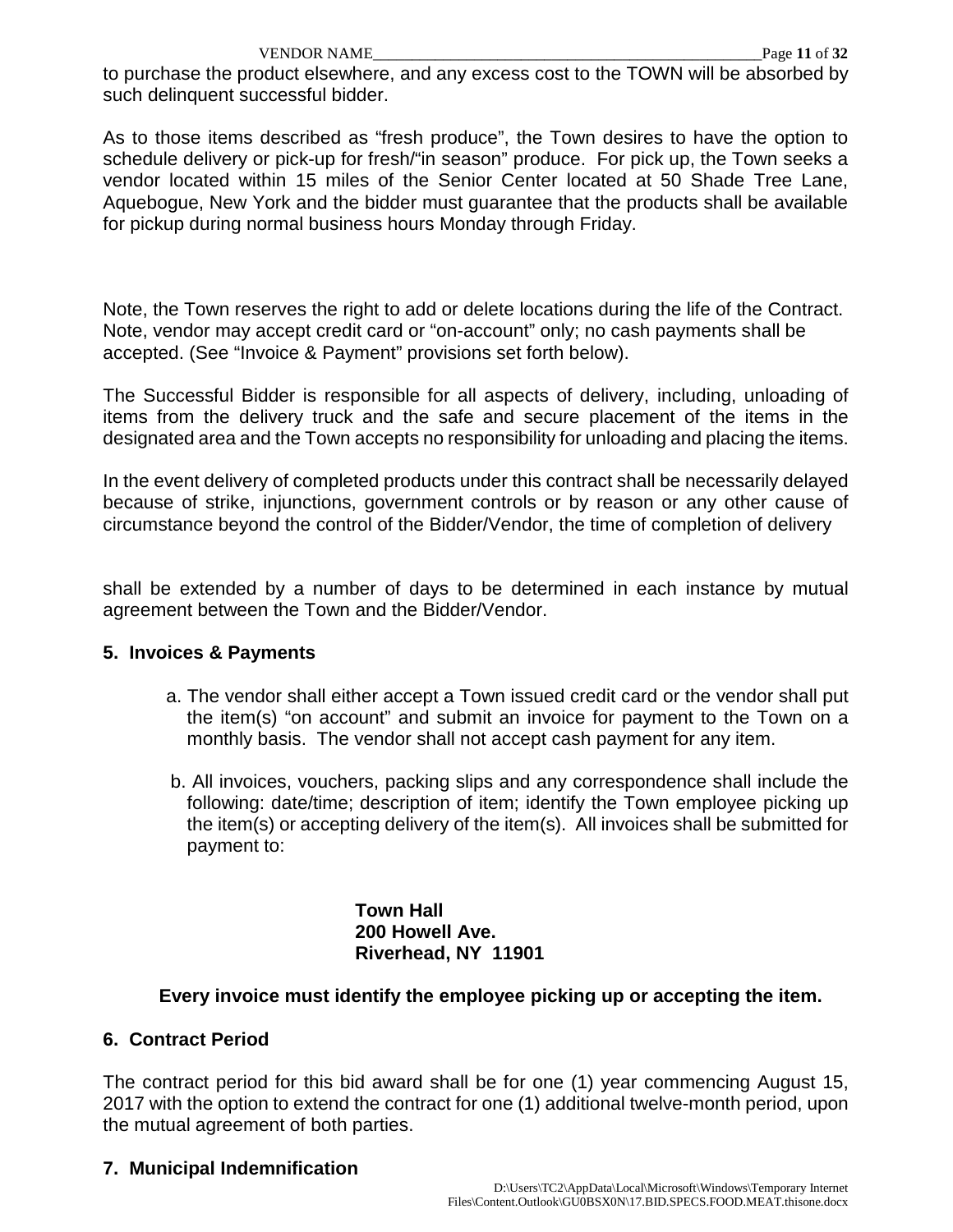to purchase the product elsewhere, and any excess cost to the TOWN will be absorbed by such delinquent successful bidder.

As to those items described as “fresh produce”, the Town desires to have the option to schedule delivery or pick-up for fresh/“in season” produce. For pick up, the Town seeks a vendor located within 15 miles of the Senior Center located at 50 Shade Tree Lane, Aquebogue, New York and the bidder must guarantee that the products shall be available for pickup during normal business hours Monday through Friday.

Note, the Town reserves the right to add or delete locations during the life of the Contract.
Note, vendor may accept credit card or “on-account” only; no cash payments shall be accepted. (See “Invoice & Payment” provisions set forth below).

The Successful Bidder is responsible for all aspects of delivery, including, unloading of items from the delivery truck and the safe and secure placement of the items in the designated area and the Town accepts no responsibility for unloading and placing the items.

In the event delivery of completed products under this contract shall be necessarily delayed because of strike, injunctions, government controls or by reason or any other cause of circumstance beyond the control of the Bidder/Vendor, the time of completion of delivery shall be extended by a number of days to be determined in each instance by mutual agreement between the Town and the Bidder/Vendor.

**5. Invoices & Payments**

a. The vendor shall either accept a Town issued credit card or the vendor shall put the item(s) “on account” and submit an invoice for payment to the Town on a monthly basis. The vendor shall not accept cash payment for any item.

b. All invoices, vouchers, packing slips and any correspondence shall include the following: date/time; description of item; identify the Town employee picking up the item(s) or accepting delivery of the item(s). All invoices shall be submitted for payment to:

**Town Hall**
**200 Howell Ave.**
**Riverhead, NY 11901**

**Every invoice must identify the employee picking up or accepting the item.**

**6. Contract Period**

The contract period for this bid award shall be for one (1) year commencing August 15, 2017 with the option to extend the contract for one (1) additional twelve-month period, upon the mutual agreement of both parties.

**7. Municipal Indemnification**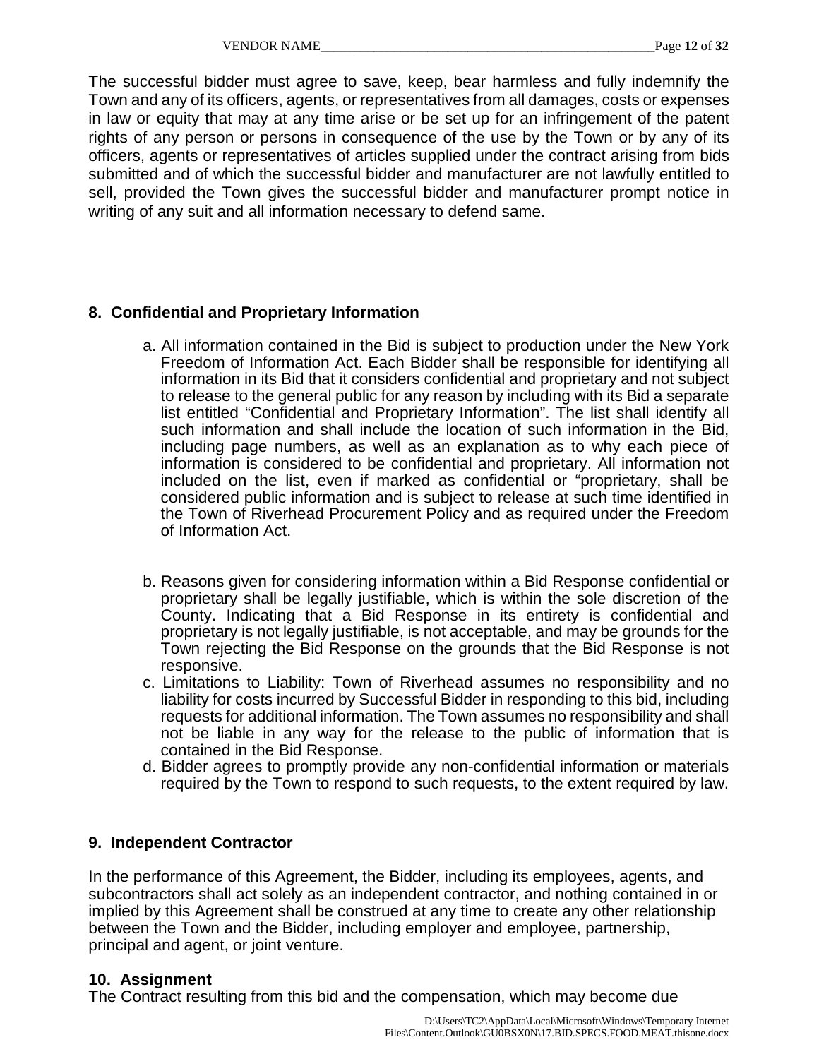The successful bidder must agree to save, keep, bear harmless and fully indemnify the Town and any of its officers, agents, or representatives from all damages, costs or expenses in law or equity that may at any time arise or be set up for an infringement of the patent rights of any person or persons in consequence of the use by the Town or by any of its officers, agents or representatives of articles supplied under the contract arising from bids submitted and of which the successful bidder and manufacturer are not lawfully entitled to sell, provided the Town gives the successful bidder and manufacturer prompt notice in writing of any suit and all information necessary to defend same.

## 8. Confidential and Proprietary Information

a. All information contained in the Bid is subject to production under the New York Freedom of Information Act. Each Bidder shall be responsible for identifying all information in its Bid that it considers confidential and proprietary and not subject to release to the general public for any reason by including with its Bid a separate list entitled “Confidential and Proprietary Information”. The list shall identify all such information and shall include the location of such information in the Bid, including page numbers, as well as an explanation as to why each piece of information is considered to be confidential and proprietary. All information not included on the list, even if marked as confidential or “proprietary, shall be considered public information and is subject to release at such time identified in the Town of Riverhead Procurement Policy and as required under the Freedom of Information Act.

b. Reasons given for considering information within a Bid Response confidential or proprietary shall be legally justifiable, which is within the sole discretion of the County. Indicating that a Bid Response in its entirety is confidential and proprietary is not legally justifiable, is not acceptable, and may be grounds for the Town rejecting the Bid Response on the grounds that the Bid Response is not responsive.

c. Limitations to Liability: Town of Riverhead assumes no responsibility and no liability for costs incurred by Successful Bidder in responding to this bid, including requests for additional information. The Town assumes no responsibility and shall not be liable in any way for the release to the public of information that is contained in the Bid Response.

d. Bidder agrees to promptly provide any non-confidential information or materials required by the Town to respond to such requests, to the extent required by law.

## 9. Independent Contractor

In the performance of this Agreement, the Bidder, including its employees, agents, and subcontractors shall act solely as an independent contractor, and nothing contained in or implied by this Agreement shall be construed at any time to create any other relationship between the Town and the Bidder, including employer and employee, partnership, principal and agent, or joint venture.

## 10. Assignment

The Contract resulting from this bid and the compensation, which may become due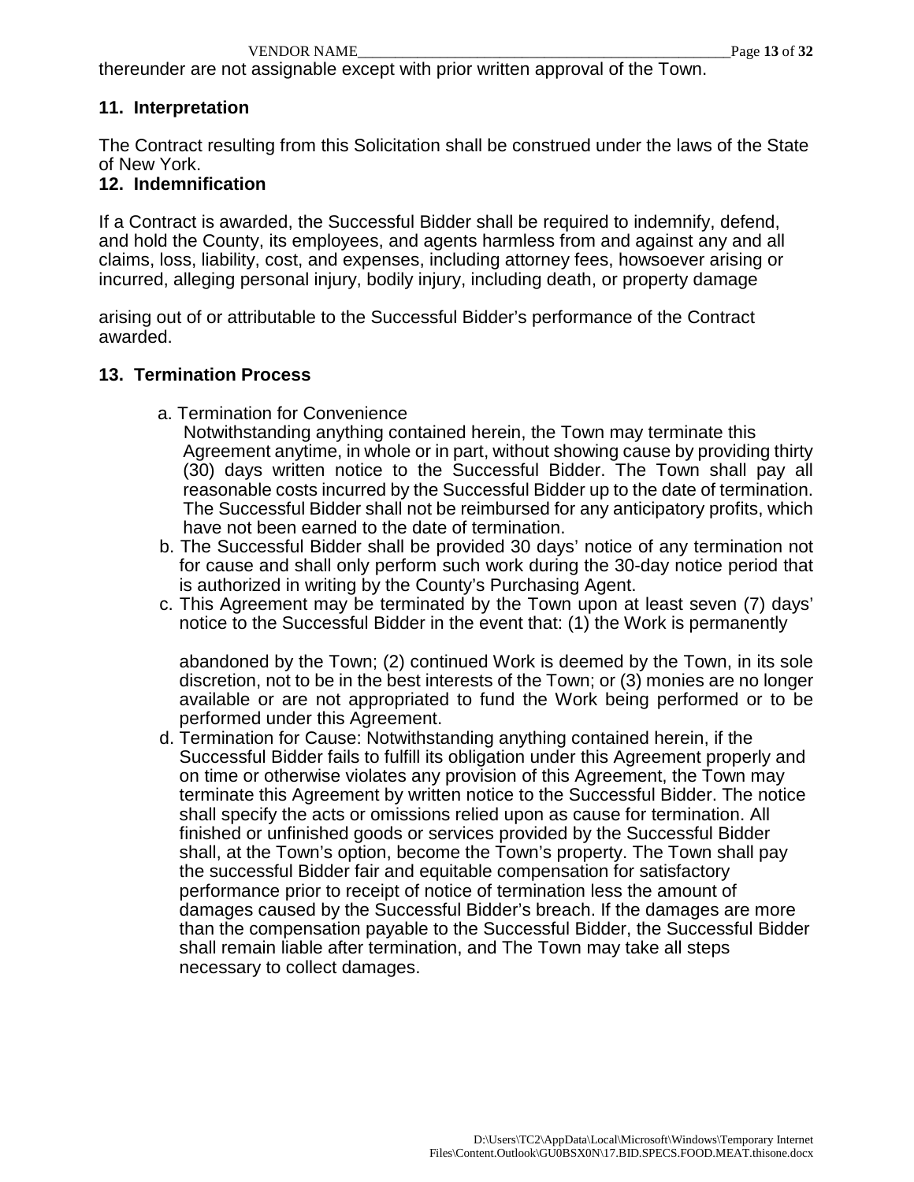thereunder are not assignable except with prior written approval of the Town.

## 11. Interpretation

The Contract resulting from this Solicitation shall be construed under the laws of the State of New York.

## 12. Indemnification

If a Contract is awarded, the Successful Bidder shall be required to indemnify, defend, and hold the County, its employees, and agents harmless from and against any and all claims, loss, liability, cost, and expenses, including attorney fees, howsoever arising or incurred, alleging personal injury, bodily injury, including death, or property damage arising out of or attributable to the Successful Bidder's performance of the Contract awarded.

## 13. Termination Process

a. Termination for Convenience
   Notwithstanding anything contained herein, the Town may terminate this Agreement anytime, in whole or in part, without showing cause by providing thirty (30) days written notice to the Successful Bidder. The Town shall pay all reasonable costs incurred by the Successful Bidder up to the date of termination. The Successful Bidder shall not be reimbursed for any anticipatory profits, which have not been earned to the date of termination.

b. The Successful Bidder shall be provided 30 days' notice of any termination not for cause and shall only perform such work during the 30-day notice period that is authorized in writing by the County's Purchasing Agent.

c. This Agreement may be terminated by the Town upon at least seven (7) days' notice to the Successful Bidder in the event that: (1) the Work is permanently abandoned by the Town; (2) continued Work is deemed by the Town, in its sole discretion, not to be in the best interests of the Town; or (3) monies are no longer available or are not appropriated to fund the Work being performed or to be performed under this Agreement.

d. Termination for Cause: Notwithstanding anything contained herein, if the Successful Bidder fails to fulfill its obligation under this Agreement properly and on time or otherwise violates any provision of this Agreement, the Town may terminate this Agreement by written notice to the Successful Bidder. The notice shall specify the acts or omissions relied upon as cause for termination. All finished or unfinished goods or services provided by the Successful Bidder shall, at the Town's option, become the Town's property. The Town shall pay the successful Bidder fair and equitable compensation for satisfactory performance prior to receipt of notice of termination less the amount of damages caused by the Successful Bidder's breach. If the damages are more than the compensation payable to the Successful Bidder, the Successful Bidder shall remain liable after termination, and The Town may take all steps necessary to collect damages.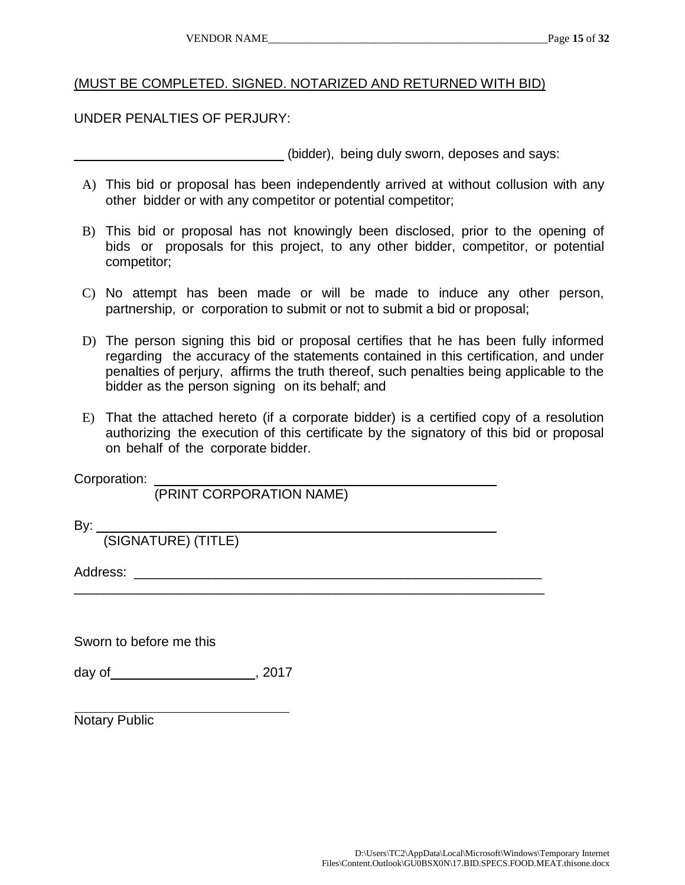(MUST BE COMPLETED. SIGNED. NOTARIZED AND RETURNED WITH BID)

UNDER PENALTIES OF PERJURY:

______________________________ (bidder), being duly sworn, deposes and says:

A) This bid or proposal has been independently arrived at without collusion with any other bidder or with any competitor or potential competitor;

B) This bid or proposal has not knowingly been disclosed, prior to the opening of bids or proposals for this project, to any other bidder, competitor, or potential competitor;

C) No attempt has been made or will be made to induce any other person, partnership, or corporation to submit or not to submit a bid or proposal;

D) The person signing this bid or proposal certifies that he has been fully informed regarding the accuracy of the statements contained in this certification, and under penalties of perjury, affirms the truth thereof, such penalties being applicable to the bidder as the person signing on its behalf; and

E) That the attached hereto (if a corporate bidder) is a certified copy of a resolution authorizing the execution of this certificate by the signatory of this bid or proposal on behalf of the corporate bidder.

Corporation: ______________________________________________
(PRINT CORPORATION NAME)

By: ______________________________________________________
(SIGNATURE) (TITLE)

Address: ___________________________________________________________

______________________________________________________________________

Sworn to before me this

day of____________________, 2017

______________________________
Notary Public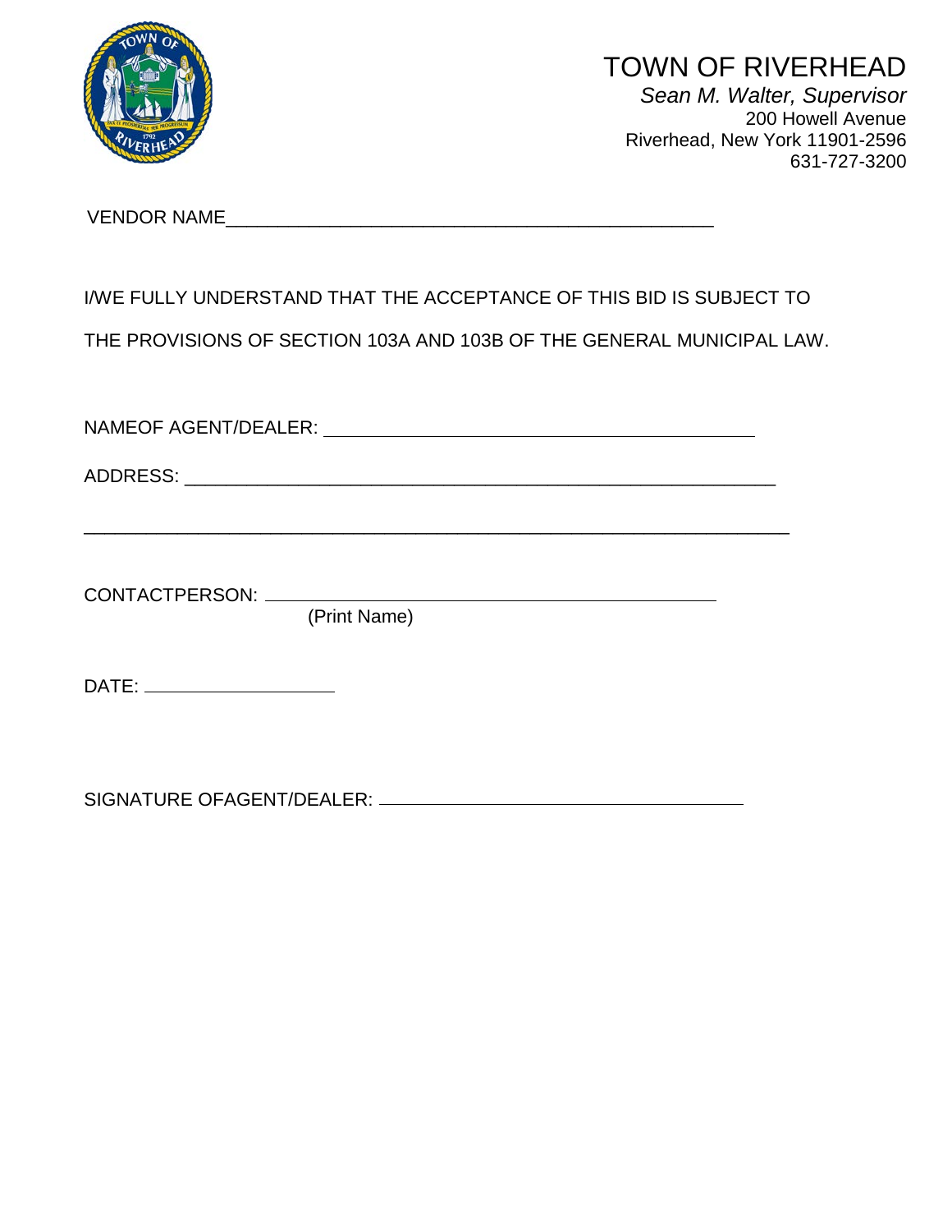# TOWN OF RIVERHEAD

*Sean M. Walter, Supervisor*
200 Howell Avenue
Riverhead, New York 11901-2596
631-727-3200

VENDOR NAME_______________________________________________

I/WE FULLY UNDERSTAND THAT THE ACCEPTANCE OF THIS BID IS SUBJECT TO THE PROVISIONS OF SECTION 103A AND 103B OF THE GENERAL MUNICIPAL LAW.

NAMEOF AGENT/DEALER: ___________________________________________

ADDRESS: ___________________________________________________________

_____________________________________________________________________

CONTACTPERSON: _____________________________________________
(Print Name)

DATE: ___________________

SIGNATURE OFAGENT/DEALER: ___________________________________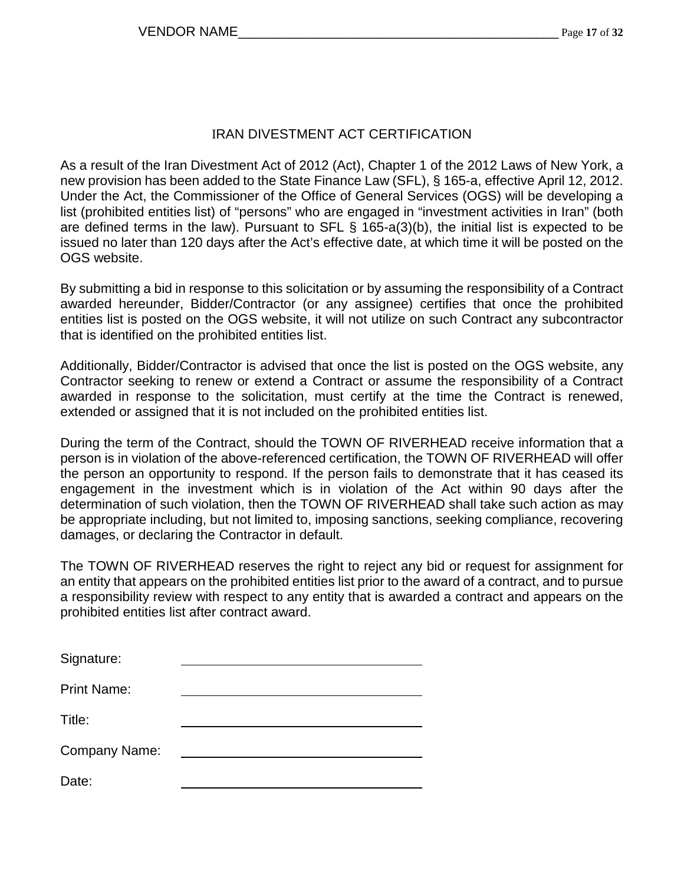## IRAN DIVESTMENT ACT CERTIFICATION

As a result of the Iran Divestment Act of 2012 (Act), Chapter 1 of the 2012 Laws of New York, a new provision has been added to the State Finance Law (SFL), § 165-a, effective April 12, 2012. Under the Act, the Commissioner of the Office of General Services (OGS) will be developing a list (prohibited entities list) of "persons" who are engaged in "investment activities in Iran" (both are defined terms in the law). Pursuant to SFL § 165-a(3)(b), the initial list is expected to be issued no later than 120 days after the Act's effective date, at which time it will be posted on the OGS website.

By submitting a bid in response to this solicitation or by assuming the responsibility of a Contract awarded hereunder, Bidder/Contractor (or any assignee) certifies that once the prohibited entities list is posted on the OGS website, it will not utilize on such Contract any subcontractor that is identified on the prohibited entities list.

Additionally, Bidder/Contractor is advised that once the list is posted on the OGS website, any Contractor seeking to renew or extend a Contract or assume the responsibility of a Contract awarded in response to the solicitation, must certify at the time the Contract is renewed, extended or assigned that it is not included on the prohibited entities list.

During the term of the Contract, should the TOWN OF RIVERHEAD receive information that a person is in violation of the above-referenced certification, the TOWN OF RIVERHEAD will offer the person an opportunity to respond. If the person fails to demonstrate that it has ceased its engagement in the investment which is in violation of the Act within 90 days after the determination of such violation, then the TOWN OF RIVERHEAD shall take such action as may be appropriate including, but not limited to, imposing sanctions, seeking compliance, recovering damages, or declaring the Contractor in default.

The TOWN OF RIVERHEAD reserves the right to reject any bid or request for assignment for an entity that appears on the prohibited entities list prior to the award of a contract, and to pursue a responsibility review with respect to any entity that is awarded a contract and appears on the prohibited entities list after contract award.

Signature: ______________________________

Print Name: ______________________________

Title: ______________________________

Company Name: ______________________________

Date: ______________________________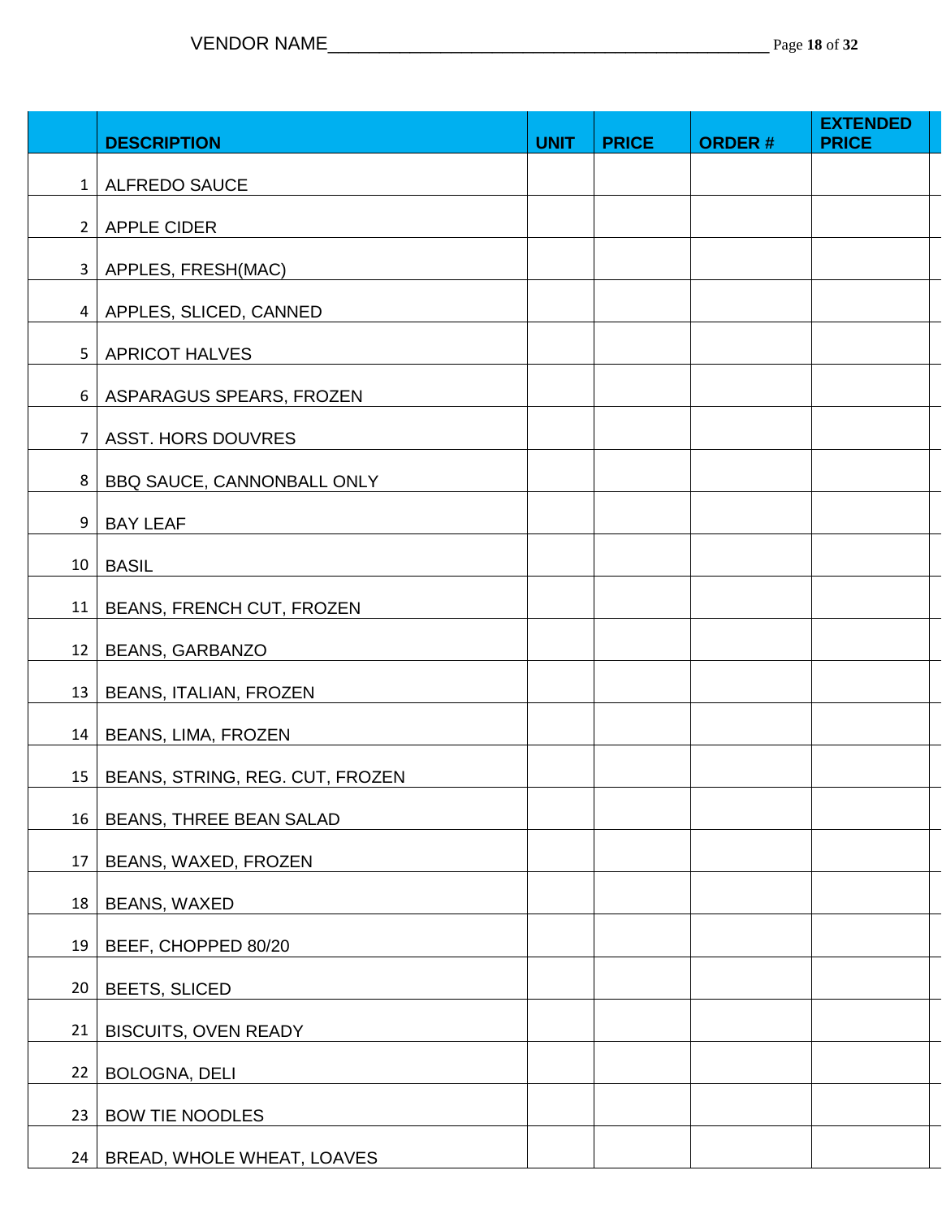VENDOR NAME_______________________________________________

| | DESCRIPTION | UNIT | PRICE | ORDER # | EXTENDED PRICE |
|---|---|---|---|---|---|
| 1 | ALFREDO SAUCE | | | | |
| 2 | APPLE CIDER | | | | |
| 3 | APPLES, FRESH(MAC) | | | | |
| 4 | APPLES, SLICED, CANNED | | | | |
| 5 | APRICOT HALVES | | | | |
| 6 | ASPARAGUS SPEARS, FROZEN | | | | |
| 7 | ASST. HORS DOUVRES | | | | |
| 8 | BBQ SAUCE, CANNONBALL ONLY | | | | |
| 9 | BAY LEAF | | | | |
| 10 | BASIL | | | | |
| 11 | BEANS, FRENCH CUT, FROZEN | | | | |
| 12 | BEANS, GARBANZO | | | | |
| 13 | BEANS, ITALIAN, FROZEN | | | | |
| 14 | BEANS, LIMA, FROZEN | | | | |
| 15 | BEANS, STRING, REG. CUT, FROZEN | | | | |
| 16 | BEANS, THREE BEAN SALAD | | | | |
| 17 | BEANS, WAXED, FROZEN | | | | |
| 18 | BEANS, WAXED | | | | |
| 19 | BEEF, CHOPPED 80/20 | | | | |
| 20 | BEETS, SLICED | | | | |
| 21 | BISCUITS, OVEN READY | | | | |
| 22 | BOLOGNA, DELI | | | | |
| 23 | BOW TIE NOODLES | | | | |
| 24 | BREAD, WHOLE WHEAT, LOAVES | | | | |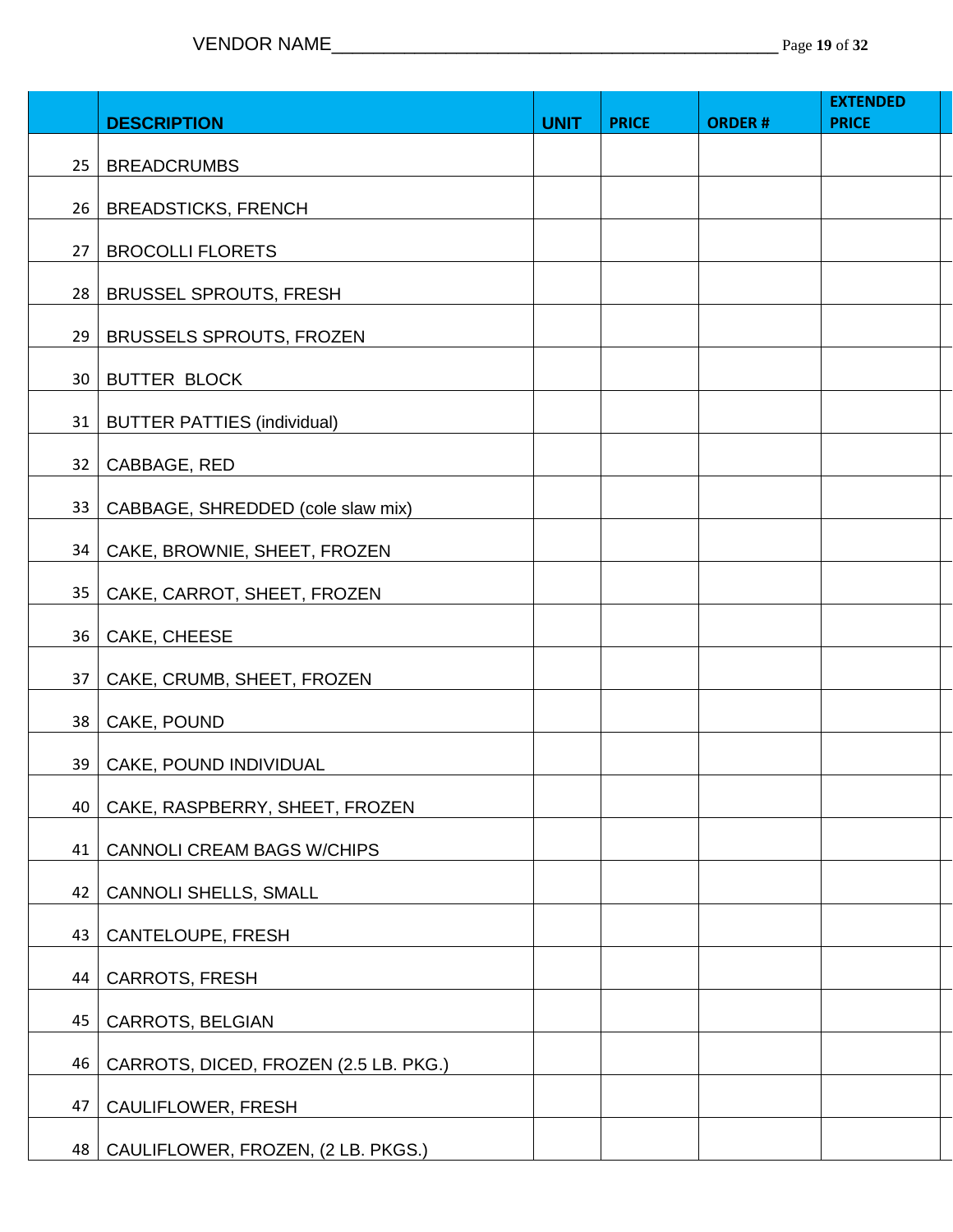VENDOR NAME_____________________________________________

| | DESCRIPTION | UNIT | PRICE | ORDER # | EXTENDED PRICE |
|---|---|---|---|---|---|
| 25 | BREADCRUMBS | | | | |
| 26 | BREADSTICKS, FRENCH | | | | |
| 27 | BROCOLLI FLORETS | | | | |
| 28 | BRUSSEL SPROUTS, FRESH | | | | |
| 29 | BRUSSELS SPROUTS, FROZEN | | | | |
| 30 | BUTTER BLOCK | | | | |
| 31 | BUTTER PATTIES (individual) | | | | |
| 32 | CABBAGE, RED | | | | |
| 33 | CABBAGE, SHREDDED (cole slaw mix) | | | | |
| 34 | CAKE, BROWNIE, SHEET, FROZEN | | | | |
| 35 | CAKE, CARROT, SHEET, FROZEN | | | | |
| 36 | CAKE, CHEESE | | | | |
| 37 | CAKE, CRUMB, SHEET, FROZEN | | | | |
| 38 | CAKE, POUND | | | | |
| 39 | CAKE, POUND INDIVIDUAL | | | | |
| 40 | CAKE, RASPBERRY, SHEET, FROZEN | | | | |
| 41 | CANNOLI CREAM BAGS W/CHIPS | | | | |
| 42 | CANNOLI SHELLS, SMALL | | | | |
| 43 | CANTELOUPE, FRESH | | | | |
| 44 | CARROTS, FRESH | | | | |
| 45 | CARROTS, BELGIAN | | | | |
| 46 | CARROTS, DICED, FROZEN (2.5 LB. PKG.) | | | | |
| 47 | CAULIFLOWER, FRESH | | | | |
| 48 | CAULIFLOWER, FROZEN, (2 LB. PKGS.) | | | | |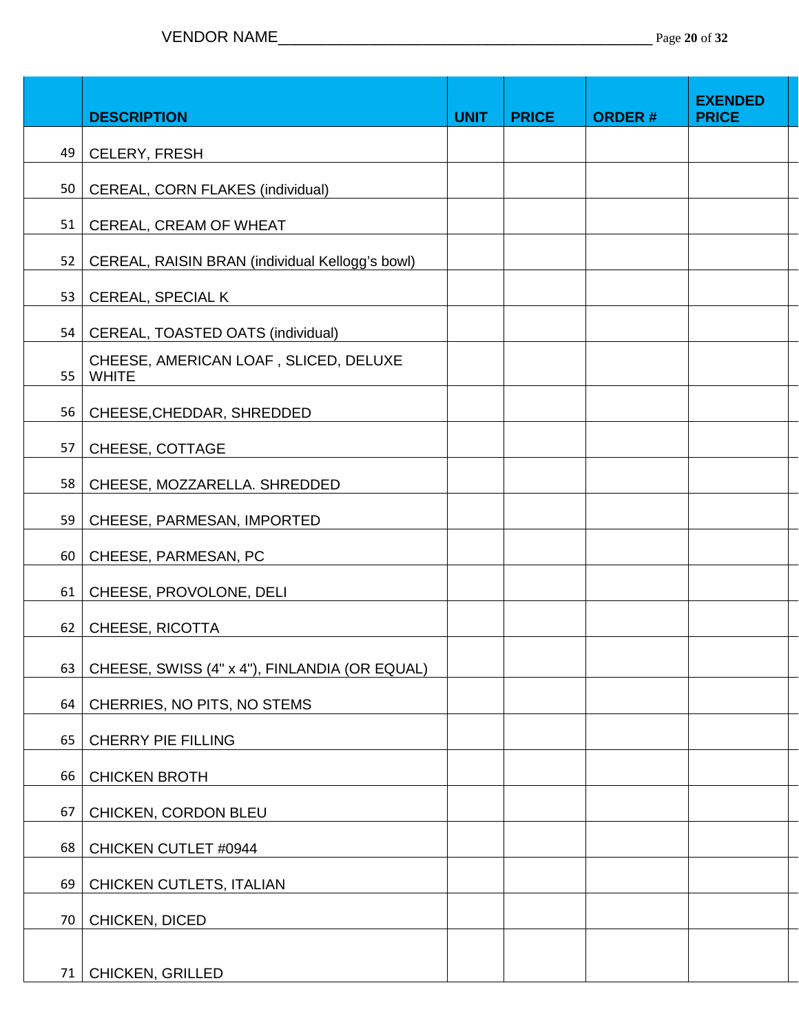VENDOR NAME_____________________________________________

| | DESCRIPTION | UNIT | PRICE | ORDER # | EXENDED PRICE |
|---|---|---|---|---|---|
| 49 | CELERY, FRESH | | | | |
| 50 | CEREAL, CORN FLAKES (individual) | | | | |
| 51 | CEREAL, CREAM OF WHEAT | | | | |
| 52 | CEREAL, RAISIN BRAN (individual Kellogg's bowl) | | | | |
| 53 | CEREAL, SPECIAL K | | | | |
| 54 | CEREAL, TOASTED OATS (individual) | | | | |
| 55 | CHEESE, AMERICAN LOAF , SLICED, DELUXE WHITE | | | | |
| 56 | CHEESE,CHEDDAR, SHREDDED | | | | |
| 57 | CHEESE, COTTAGE | | | | |
| 58 | CHEESE, MOZZARELLA. SHREDDED | | | | |
| 59 | CHEESE, PARMESAN, IMPORTED | | | | |
| 60 | CHEESE, PARMESAN, PC | | | | |
| 61 | CHEESE, PROVOLONE, DELI | | | | |
| 62 | CHEESE, RICOTTA | | | | |
| 63 | CHEESE, SWISS (4" x 4"), FINLANDIA (OR EQUAL) | | | | |
| 64 | CHERRIES, NO PITS, NO STEMS | | | | |
| 65 | CHERRY PIE FILLING | | | | |
| 66 | CHICKEN BROTH | | | | |
| 67 | CHICKEN, CORDON BLEU | | | | |
| 68 | CHICKEN CUTLET #0944 | | | | |
| 69 | CHICKEN CUTLETS, ITALIAN | | | | |
| 70 | CHICKEN, DICED | | | | |
| 71 | CHICKEN, GRILLED | | | | |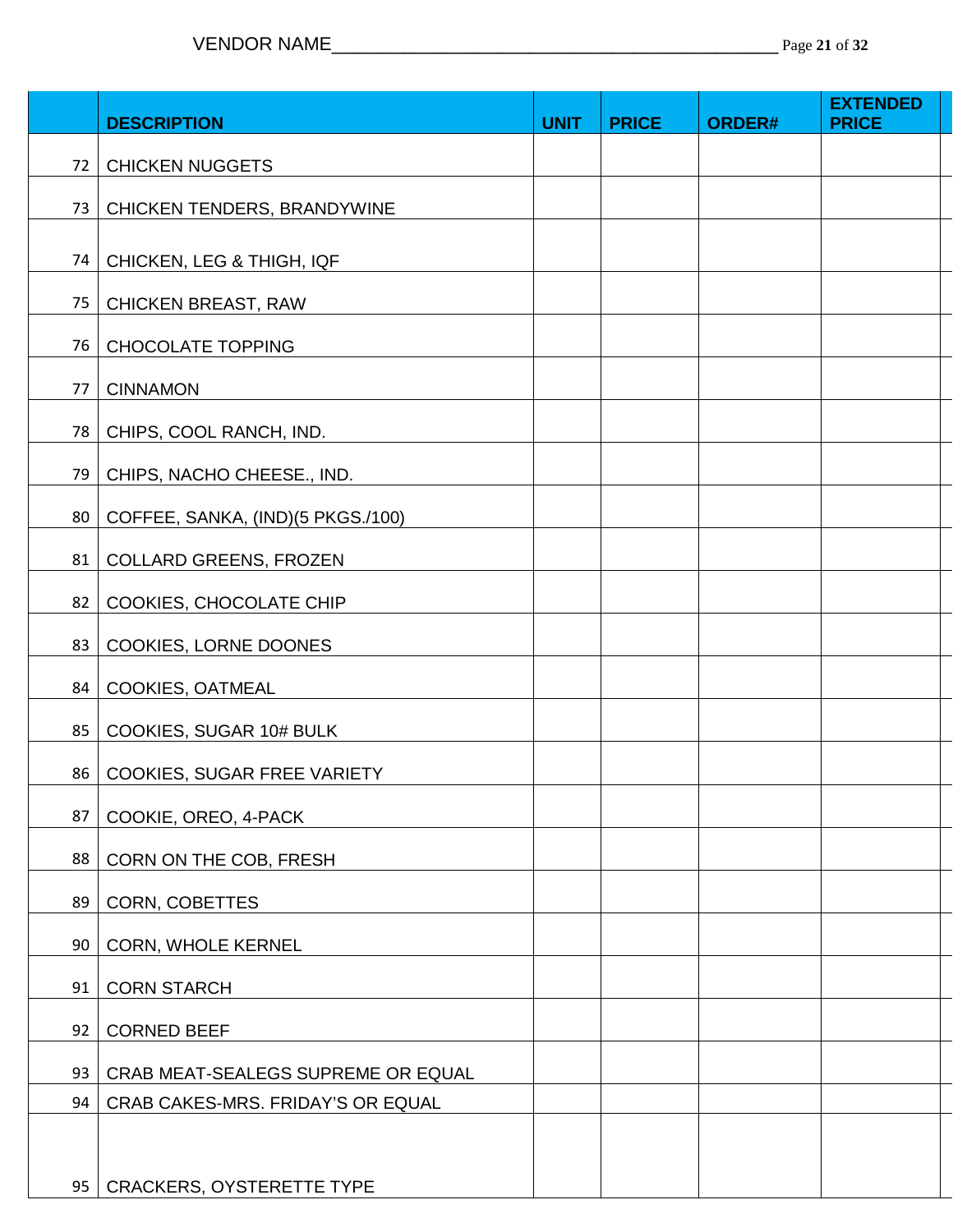VENDOR NAME_______________________________________________

| | DESCRIPTION | UNIT | PRICE | ORDER# | EXTENDED PRICE |
|---|---|---|---|---|---|
| 72 | CHICKEN NUGGETS | | | | |
| 73 | CHICKEN TENDERS, BRANDYWINE | | | | |
| 74 | CHICKEN, LEG & THIGH, IQF | | | | |
| 75 | CHICKEN BREAST, RAW | | | | |
| 76 | CHOCOLATE TOPPING | | | | |
| 77 | CINNAMON | | | | |
| 78 | CHIPS, COOL RANCH, IND. | | | | |
| 79 | CHIPS, NACHO CHEESE., IND. | | | | |
| 80 | COFFEE, SANKA, (IND)(5 PKGS./100) | | | | |
| 81 | COLLARD GREENS, FROZEN | | | | |
| 82 | COOKIES, CHOCOLATE CHIP | | | | |
| 83 | COOKIES, LORNE DOONES | | | | |
| 84 | COOKIES, OATMEAL | | | | |
| 85 | COOKIES, SUGAR 10# BULK | | | | |
| 86 | COOKIES, SUGAR FREE VARIETY | | | | |
| 87 | COOKIE, OREO, 4-PACK | | | | |
| 88 | CORN ON THE COB, FRESH | | | | |
| 89 | CORN, COBETTES | | | | |
| 90 | CORN, WHOLE KERNEL | | | | |
| 91 | CORN STARCH | | | | |
| 92 | CORNED BEEF | | | | |
| 93 | CRAB MEAT-SEALEGS SUPREME OR EQUAL | | | | |
| 94 | CRAB CAKES-MRS. FRIDAY'S OR EQUAL | | | | |
| 95 | CRACKERS, OYSTERETTE TYPE | | | | |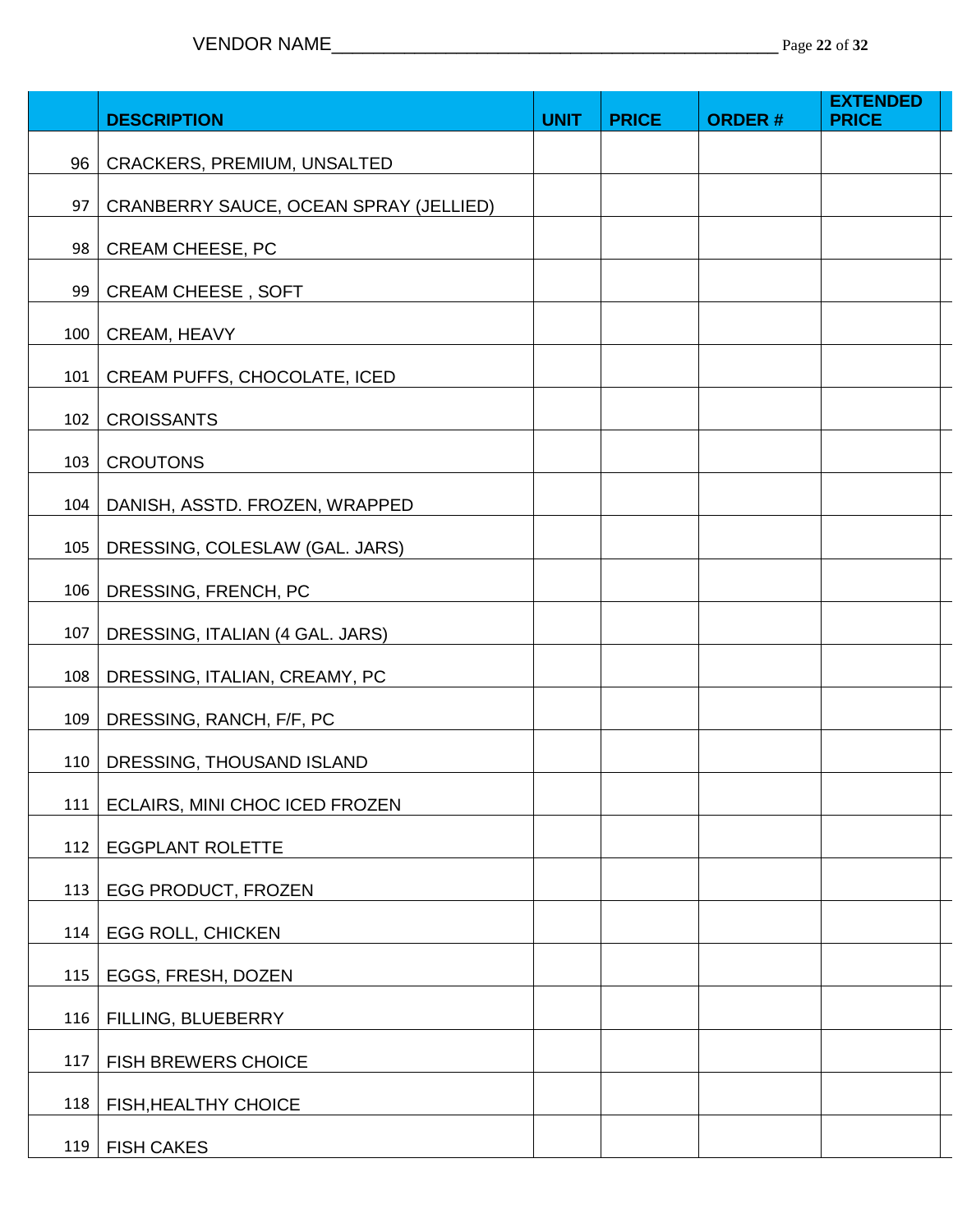VENDOR NAME_____________________________________________

| | DESCRIPTION | UNIT | PRICE | ORDER # | EXTENDED PRICE |
|---|---|---|---|---|---|
| 96 | CRACKERS, PREMIUM, UNSALTED | | | | |
| 97 | CRANBERRY SAUCE, OCEAN SPRAY (JELLIED) | | | | |
| 98 | CREAM CHEESE, PC | | | | |
| 99 | CREAM CHEESE , SOFT | | | | |
| 100 | CREAM, HEAVY | | | | |
| 101 | CREAM PUFFS, CHOCOLATE, ICED | | | | |
| 102 | CROISSANTS | | | | |
| 103 | CROUTONS | | | | |
| 104 | DANISH, ASSTD. FROZEN, WRAPPED | | | | |
| 105 | DRESSING, COLESLAW (GAL. JARS) | | | | |
| 106 | DRESSING, FRENCH, PC | | | | |
| 107 | DRESSING, ITALIAN (4 GAL. JARS) | | | | |
| 108 | DRESSING, ITALIAN, CREAMY, PC | | | | |
| 109 | DRESSING, RANCH, F/F, PC | | | | |
| 110 | DRESSING, THOUSAND ISLAND | | | | |
| 111 | ECLAIRS, MINI CHOC ICED FROZEN | | | | |
| 112 | EGGPLANT ROLETTE | | | | |
| 113 | EGG PRODUCT, FROZEN | | | | |
| 114 | EGG ROLL, CHICKEN | | | | |
| 115 | EGGS, FRESH, DOZEN | | | | |
| 116 | FILLING, BLUEBERRY | | | | |
| 117 | FISH BREWERS CHOICE | | | | |
| 118 | FISH,HEALTHY CHOICE | | | | |
| 119 | FISH CAKES | | | | |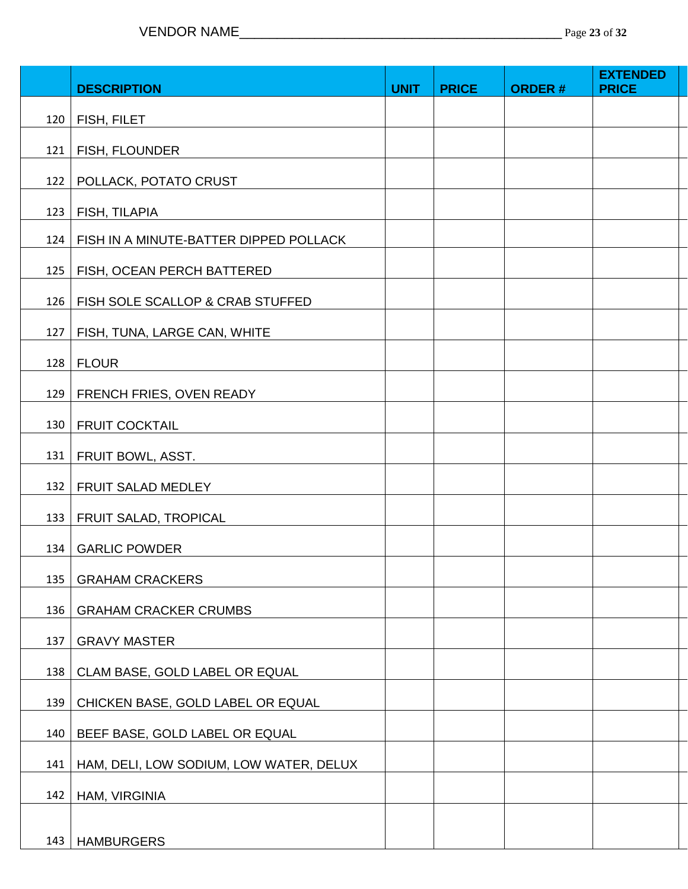VENDOR NAME_____________________________________________

| | DESCRIPTION | UNIT | PRICE | ORDER # | EXTENDED PRICE |
|---|---|---|---|---|---|
| 120 | FISH, FILET | | | | |
| 121 | FISH, FLOUNDER | | | | |
| 122 | POLLACK, POTATO CRUST | | | | |
| 123 | FISH, TILAPIA | | | | |
| 124 | FISH IN A MINUTE-BATTER DIPPED POLLACK | | | | |
| 125 | FISH, OCEAN PERCH BATTERED | | | | |
| 126 | FISH SOLE SCALLOP & CRAB STUFFED | | | | |
| 127 | FISH, TUNA, LARGE CAN, WHITE | | | | |
| 128 | FLOUR | | | | |
| 129 | FRENCH FRIES, OVEN READY | | | | |
| 130 | FRUIT COCKTAIL | | | | |
| 131 | FRUIT BOWL, ASST. | | | | |
| 132 | FRUIT SALAD MEDLEY | | | | |
| 133 | FRUIT SALAD, TROPICAL | | | | |
| 134 | GARLIC POWDER | | | | |
| 135 | GRAHAM CRACKERS | | | | |
| 136 | GRAHAM CRACKER CRUMBS | | | | |
| 137 | GRAVY MASTER | | | | |
| 138 | CLAM BASE, GOLD LABEL OR EQUAL | | | | |
| 139 | CHICKEN BASE, GOLD LABEL OR EQUAL | | | | |
| 140 | BEEF BASE, GOLD LABEL OR EQUAL | | | | |
| 141 | HAM, DELI, LOW SODIUM, LOW WATER, DELUX | | | | |
| 142 | HAM, VIRGINIA | | | | |
| 143 | HAMBURGERS | | | | |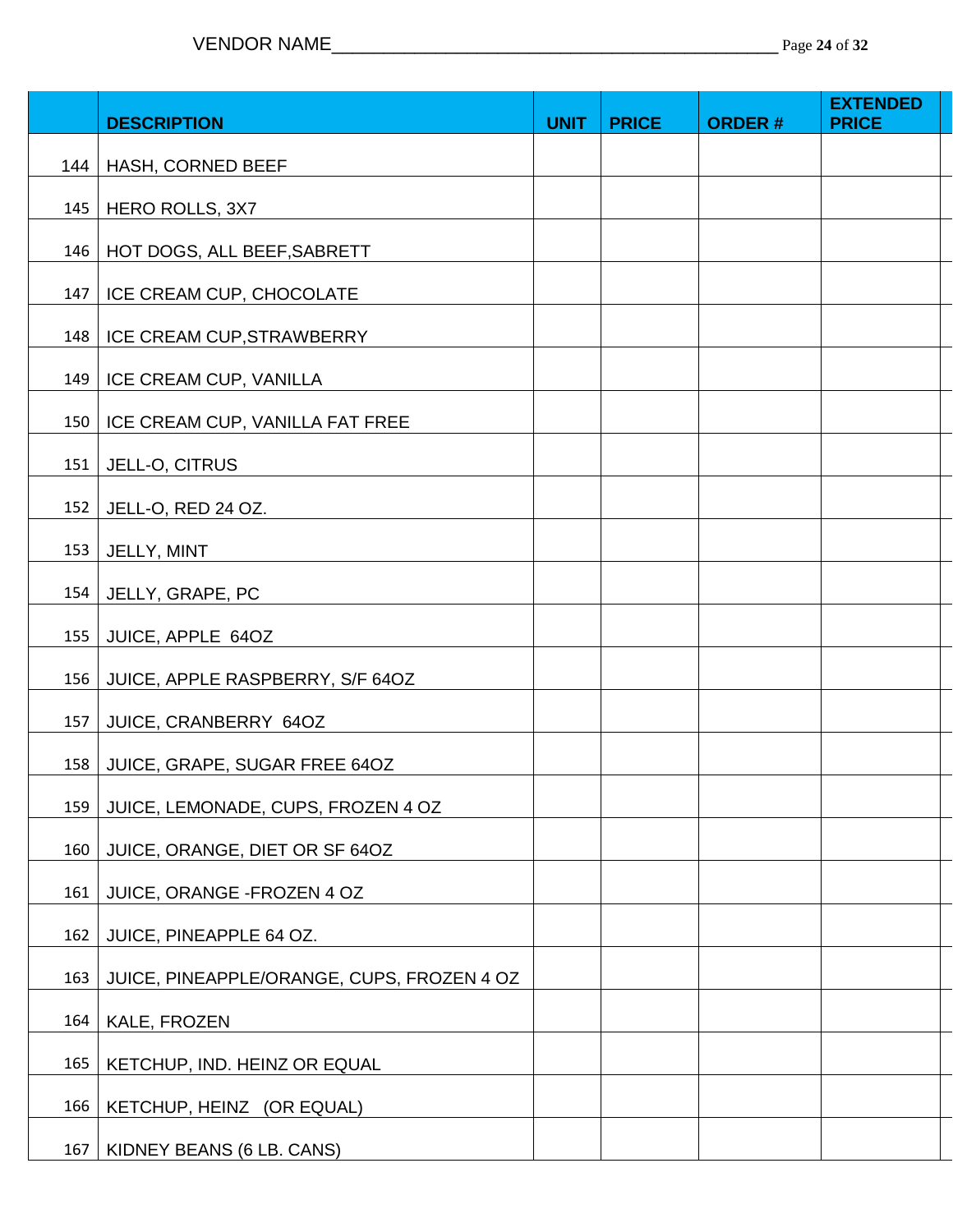VENDOR NAME_____________________________________________

| | DESCRIPTION | UNIT | PRICE | ORDER # | EXTENDED PRICE |
|---|---|---|---|---|---|
| 144 | HASH, CORNED BEEF | | | | |
| 145 | HERO ROLLS, 3X7 | | | | |
| 146 | HOT DOGS, ALL BEEF,SABRETT | | | | |
| 147 | ICE CREAM CUP, CHOCOLATE | | | | |
| 148 | ICE CREAM CUP,STRAWBERRY | | | | |
| 149 | ICE CREAM CUP, VANILLA | | | | |
| 150 | ICE CREAM CUP, VANILLA FAT FREE | | | | |
| 151 | JELL-O, CITRUS | | | | |
| 152 | JELL-O, RED 24 OZ. | | | | |
| 153 | JELLY, MINT | | | | |
| 154 | JELLY, GRAPE, PC | | | | |
| 155 | JUICE, APPLE 64OZ | | | | |
| 156 | JUICE, APPLE RASPBERRY, S/F 64OZ | | | | |
| 157 | JUICE, CRANBERRY 64OZ | | | | |
| 158 | JUICE, GRAPE, SUGAR FREE 64OZ | | | | |
| 159 | JUICE, LEMONADE, CUPS, FROZEN 4 OZ | | | | |
| 160 | JUICE, ORANGE, DIET OR SF 64OZ | | | | |
| 161 | JUICE, ORANGE -FROZEN 4 OZ | | | | |
| 162 | JUICE, PINEAPPLE 64 OZ. | | | | |
| 163 | JUICE, PINEAPPLE/ORANGE, CUPS, FROZEN 4 OZ | | | | |
| 164 | KALE, FROZEN | | | | |
| 165 | KETCHUP, IND. HEINZ OR EQUAL | | | | |
| 166 | KETCHUP, HEINZ (OR EQUAL) | | | | |
| 167 | KIDNEY BEANS (6 LB. CANS) | | | | |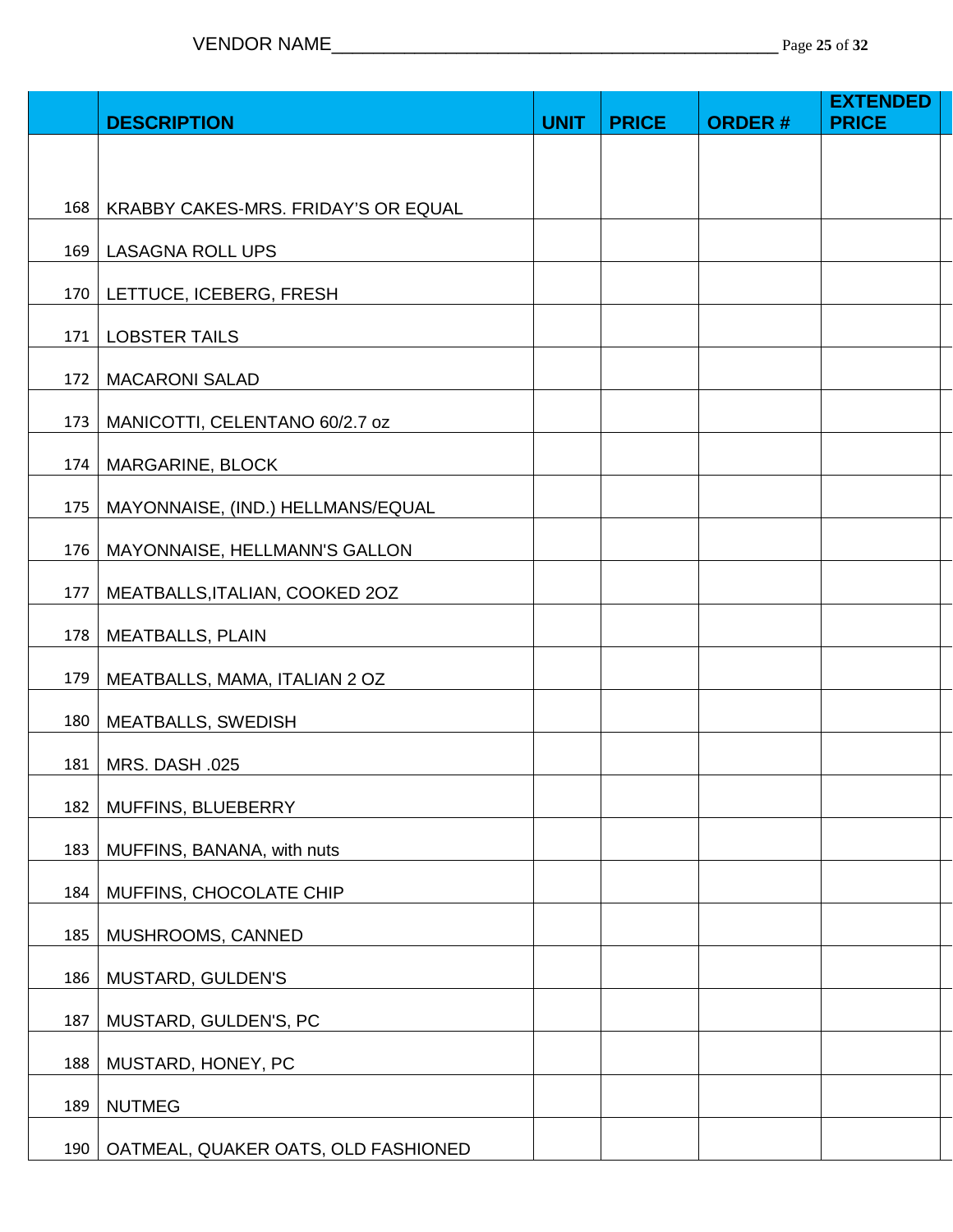VENDOR NAME_____________________________________________

|  | DESCRIPTION | UNIT | PRICE | ORDER # | EXTENDED PRICE |
|---|---|---|---|---|---|
| 168 | KRABBY CAKES-MRS. FRIDAY'S OR EQUAL | | | | |
| 169 | LASAGNA ROLL UPS | | | | |
| 170 | LETTUCE, ICEBERG, FRESH | | | | |
| 171 | LOBSTER TAILS | | | | |
| 172 | MACARONI SALAD | | | | |
| 173 | MANICOTTI, CELENTANO 60/2.7 oz | | | | |
| 174 | MARGARINE, BLOCK | | | | |
| 175 | MAYONNAISE, (IND.) HELLMANS/EQUAL | | | | |
| 176 | MAYONNAISE, HELLMANN'S GALLON | | | | |
| 177 | MEATBALLS,ITALIAN, COOKED 2OZ | | | | |
| 178 | MEATBALLS, PLAIN | | | | |
| 179 | MEATBALLS, MAMA, ITALIAN 2 OZ | | | | |
| 180 | MEATBALLS, SWEDISH | | | | |
| 181 | MRS. DASH .025 | | | | |
| 182 | MUFFINS, BLUEBERRY | | | | |
| 183 | MUFFINS, BANANA, with nuts | | | | |
| 184 | MUFFINS, CHOCOLATE CHIP | | | | |
| 185 | MUSHROOMS, CANNED | | | | |
| 186 | MUSTARD, GULDEN'S | | | | |
| 187 | MUSTARD, GULDEN'S, PC | | | | |
| 188 | MUSTARD, HONEY, PC | | | | |
| 189 | NUTMEG | | | | |
| 190 | OATMEAL, QUAKER OATS, OLD FASHIONED | | | | |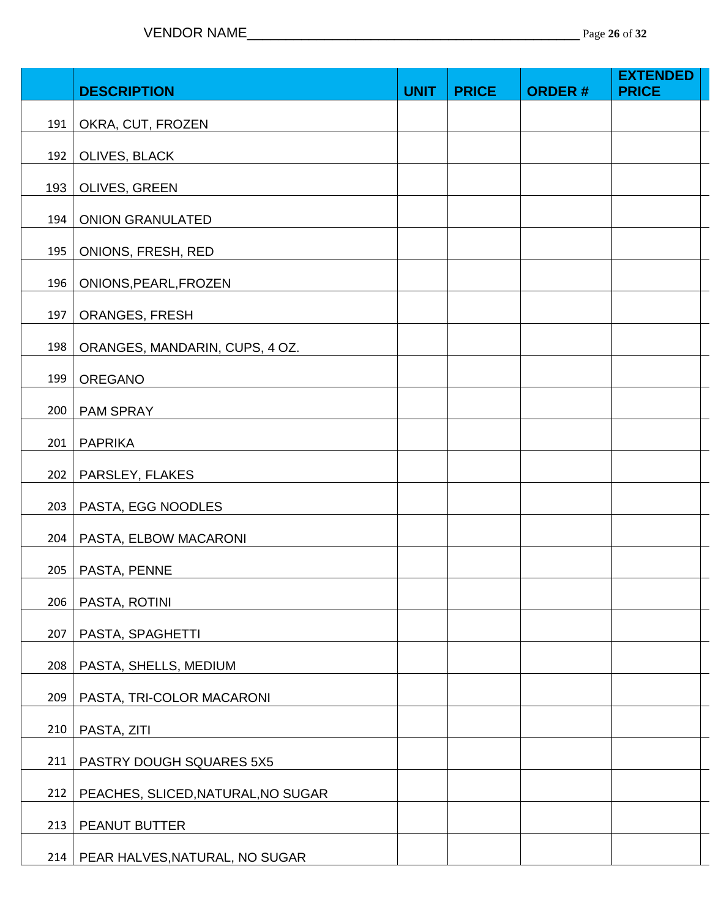VENDOR NAME___________________________________________

| | DESCRIPTION | UNIT | PRICE | ORDER # | EXTENDED PRICE |
|---|---|---|---|---|---|
| 191 | OKRA, CUT, FROZEN | | | | |
| 192 | OLIVES, BLACK | | | | |
| 193 | OLIVES, GREEN | | | | |
| 194 | ONION GRANULATED | | | | |
| 195 | ONIONS, FRESH, RED | | | | |
| 196 | ONIONS,PEARL,FROZEN | | | | |
| 197 | ORANGES, FRESH | | | | |
| 198 | ORANGES, MANDARIN, CUPS, 4 OZ. | | | | |
| 199 | OREGANO | | | | |
| 200 | PAM SPRAY | | | | |
| 201 | PAPRIKA | | | | |
| 202 | PARSLEY, FLAKES | | | | |
| 203 | PASTA, EGG NOODLES | | | | |
| 204 | PASTA, ELBOW MACARONI | | | | |
| 205 | PASTA, PENNE | | | | |
| 206 | PASTA, ROTINI | | | | |
| 207 | PASTA, SPAGHETTI | | | | |
| 208 | PASTA, SHELLS, MEDIUM | | | | |
| 209 | PASTA, TRI-COLOR MACARONI | | | | |
| 210 | PASTA, ZITI | | | | |
| 211 | PASTRY DOUGH SQUARES 5X5 | | | | |
| 212 | PEACHES, SLICED,NATURAL,NO SUGAR | | | | |
| 213 | PEANUT BUTTER | | | | |
| 214 | PEAR HALVES,NATURAL, NO SUGAR | | | | |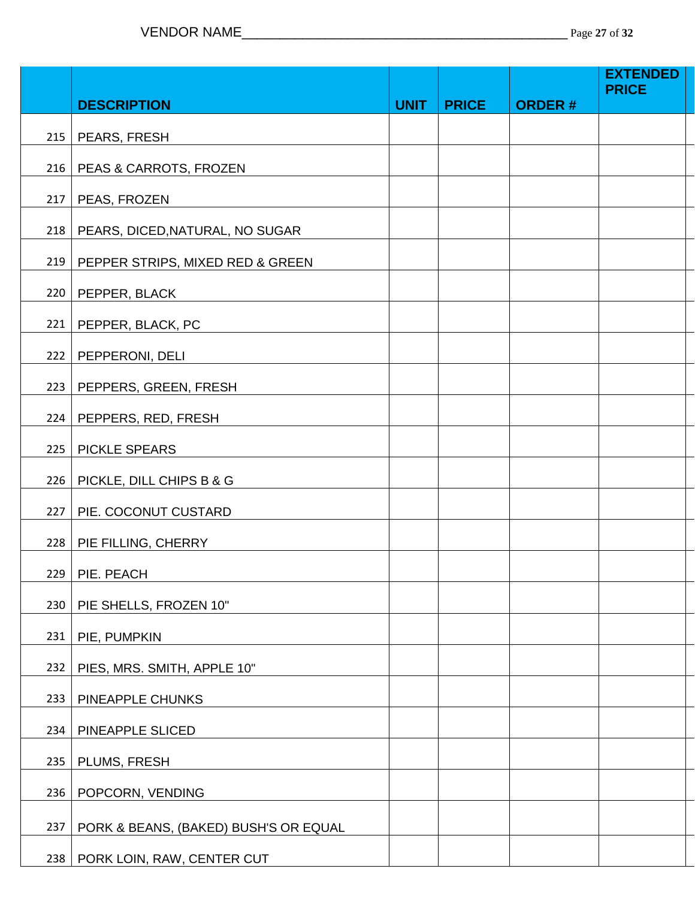VENDOR NAME_____________________________________________

| | DESCRIPTION | UNIT | PRICE | ORDER # | EXTENDED PRICE |
|---|---|---|---|---|---|
| 215 | PEARS, FRESH | | | | |
| 216 | PEAS & CARROTS, FROZEN | | | | |
| 217 | PEAS, FROZEN | | | | |
| 218 | PEARS, DICED,NATURAL, NO SUGAR | | | | |
| 219 | PEPPER STRIPS, MIXED RED & GREEN | | | | |
| 220 | PEPPER, BLACK | | | | |
| 221 | PEPPER, BLACK, PC | | | | |
| 222 | PEPPERONI, DELI | | | | |
| 223 | PEPPERS, GREEN, FRESH | | | | |
| 224 | PEPPERS, RED, FRESH | | | | |
| 225 | PICKLE SPEARS | | | | |
| 226 | PICKLE, DILL CHIPS B & G | | | | |
| 227 | PIE. COCONUT CUSTARD | | | | |
| 228 | PIE FILLING, CHERRY | | | | |
| 229 | PIE. PEACH | | | | |
| 230 | PIE SHELLS, FROZEN 10" | | | | |
| 231 | PIE, PUMPKIN | | | | |
| 232 | PIES, MRS. SMITH, APPLE 10" | | | | |
| 233 | PINEAPPLE CHUNKS | | | | |
| 234 | PINEAPPLE SLICED | | | | |
| 235 | PLUMS, FRESH | | | | |
| 236 | POPCORN, VENDING | | | | |
| 237 | PORK & BEANS, (BAKED) BUSH'S OR EQUAL | | | | |
| 238 | PORK LOIN, RAW, CENTER CUT | | | | |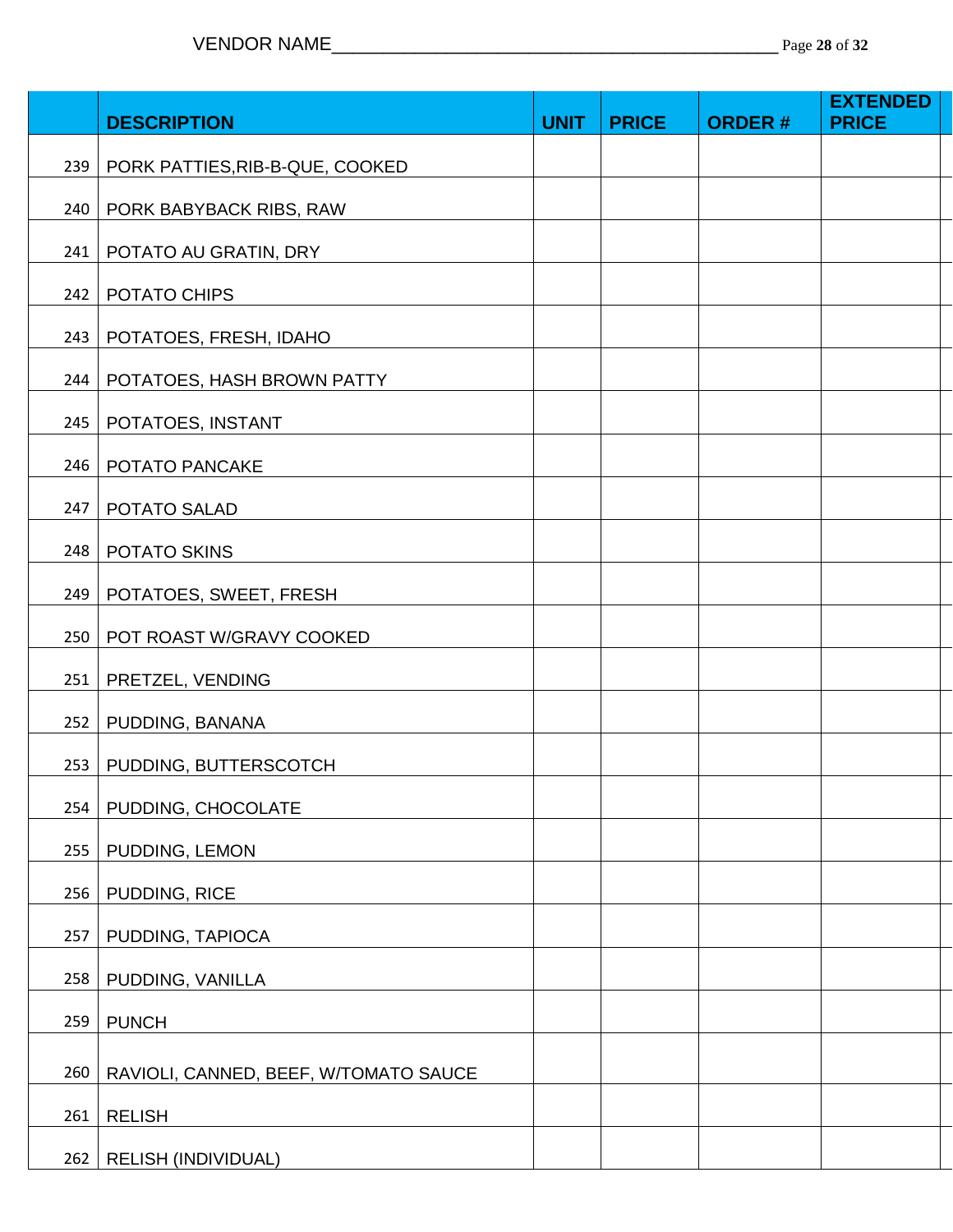VENDOR NAME_____________________________________________

| | DESCRIPTION | UNIT | PRICE | ORDER # | EXTENDED PRICE |
|---|---|---|---|---|---|
| 239 | PORK PATTIES,RIB-B-QUE, COOKED | | | | |
| 240 | PORK BABYBACK RIBS, RAW | | | | |
| 241 | POTATO AU GRATIN, DRY | | | | |
| 242 | POTATO CHIPS | | | | |
| 243 | POTATOES, FRESH, IDAHO | | | | |
| 244 | POTATOES, HASH BROWN PATTY | | | | |
| 245 | POTATOES, INSTANT | | | | |
| 246 | POTATO PANCAKE | | | | |
| 247 | POTATO SALAD | | | | |
| 248 | POTATO SKINS | | | | |
| 249 | POTATOES, SWEET, FRESH | | | | |
| 250 | POT ROAST W/GRAVY COOKED | | | | |
| 251 | PRETZEL, VENDING | | | | |
| 252 | PUDDING, BANANA | | | | |
| 253 | PUDDING, BUTTERSCOTCH | | | | |
| 254 | PUDDING, CHOCOLATE | | | | |
| 255 | PUDDING, LEMON | | | | |
| 256 | PUDDING, RICE | | | | |
| 257 | PUDDING, TAPIOCA | | | | |
| 258 | PUDDING, VANILLA | | | | |
| 259 | PUNCH | | | | |
| 260 | RAVIOLI, CANNED, BEEF, W/TOMATO SAUCE | | | | |
| 261 | RELISH | | | | |
| 262 | RELISH (INDIVIDUAL) | | | | |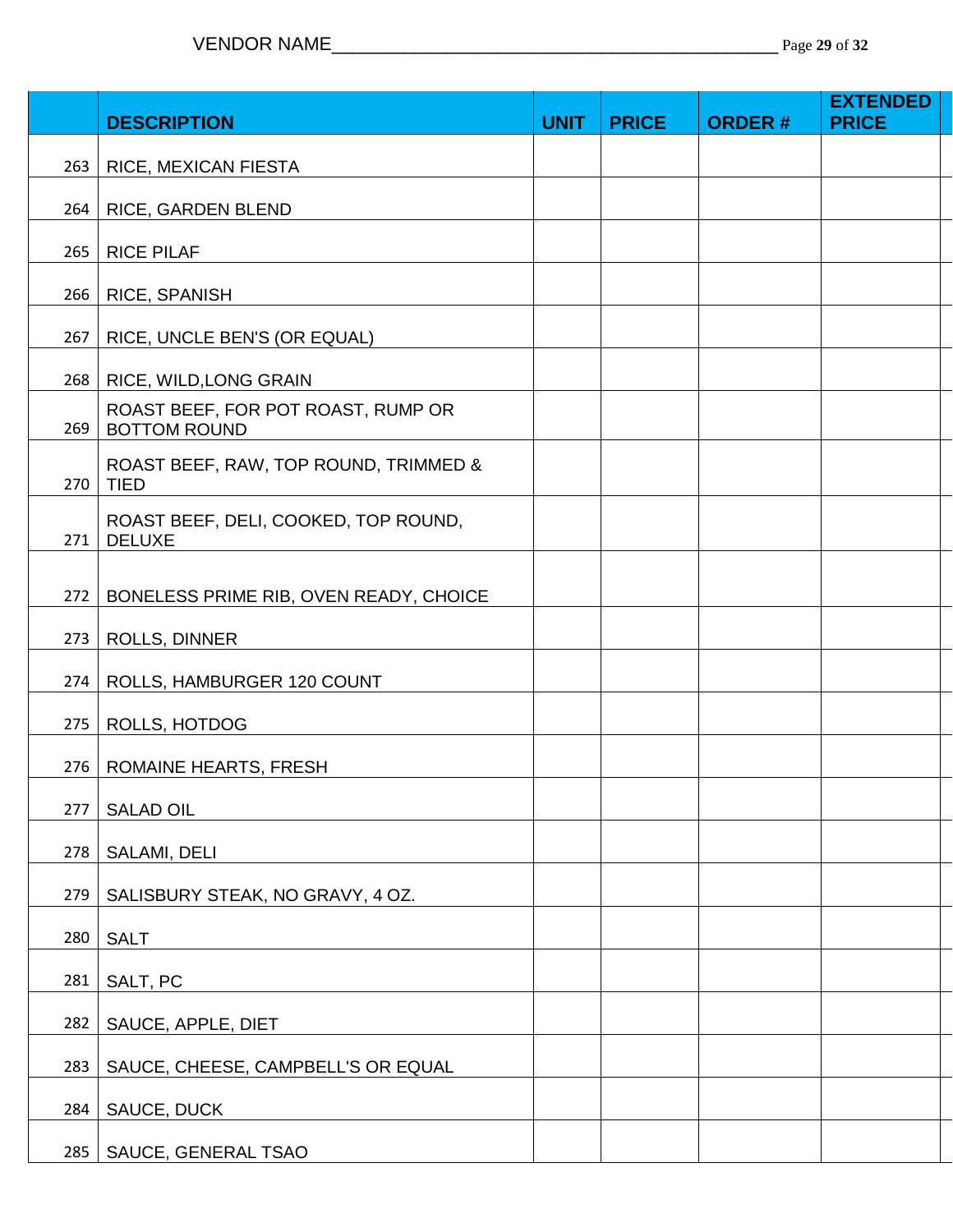VENDOR NAME_____________________________________________

| | DESCRIPTION | UNIT | PRICE | ORDER # | EXTENDED PRICE |
|---|---|---|---|---|---|
| 263 | RICE, MEXICAN FIESTA | | | | |
| 264 | RICE, GARDEN BLEND | | | | |
| 265 | RICE PILAF | | | | |
| 266 | RICE, SPANISH | | | | |
| 267 | RICE, UNCLE BEN'S (OR EQUAL) | | | | |
| 268 | RICE, WILD,LONG GRAIN | | | | |
| 269 | ROAST BEEF, FOR POT ROAST, RUMP OR BOTTOM ROUND | | | | |
| 270 | ROAST BEEF, RAW, TOP ROUND, TRIMMED & TIED | | | | |
| 271 | ROAST BEEF, DELI, COOKED, TOP ROUND, DELUXE | | | | |
| 272 | BONELESS PRIME RIB, OVEN READY, CHOICE | | | | |
| 273 | ROLLS, DINNER | | | | |
| 274 | ROLLS, HAMBURGER 120 COUNT | | | | |
| 275 | ROLLS, HOTDOG | | | | |
| 276 | ROMAINE HEARTS, FRESH | | | | |
| 277 | SALAD OIL | | | | |
| 278 | SALAMI, DELI | | | | |
| 279 | SALISBURY STEAK, NO GRAVY, 4 OZ. | | | | |
| 280 | SALT | | | | |
| 281 | SALT, PC | | | | |
| 282 | SAUCE, APPLE, DIET | | | | |
| 283 | SAUCE, CHEESE, CAMPBELL'S OR EQUAL | | | | |
| 284 | SAUCE, DUCK | | | | |
| 285 | SAUCE, GENERAL TSAO | | | | |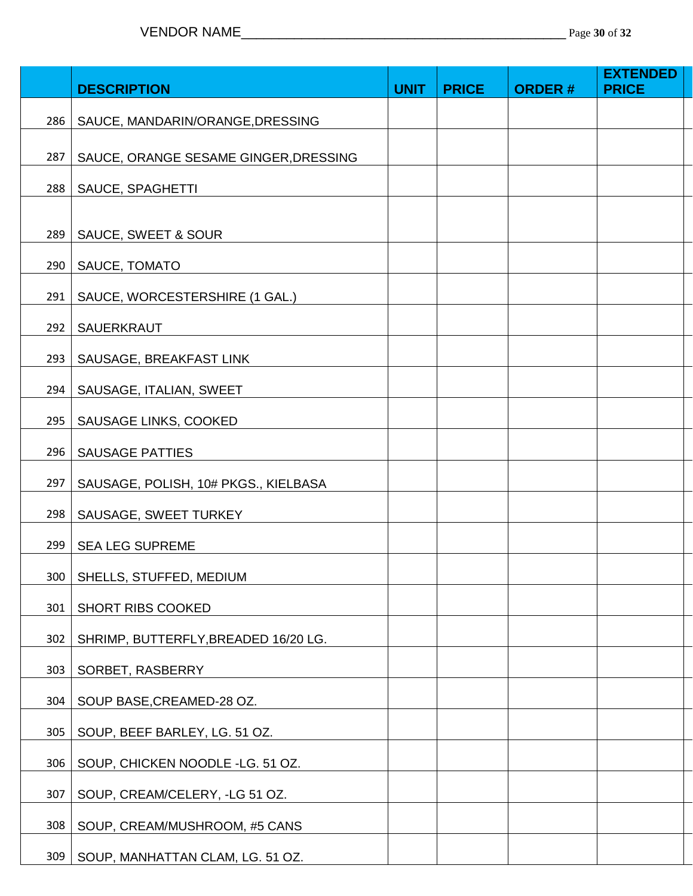VENDOR NAME_____________________________________________

| | DESCRIPTION | UNIT | PRICE | ORDER # | EXTENDED PRICE |
|---|---|---|---|---|---|
| 286 | SAUCE, MANDARIN/ORANGE,DRESSING | | | | |
| 287 | SAUCE, ORANGE SESAME GINGER,DRESSING | | | | |
| 288 | SAUCE, SPAGHETTI | | | | |
| 289 | SAUCE, SWEET & SOUR | | | | |
| 290 | SAUCE, TOMATO | | | | |
| 291 | SAUCE, WORCESTERSHIRE (1 GAL.) | | | | |
| 292 | SAUERKRAUT | | | | |
| 293 | SAUSAGE, BREAKFAST LINK | | | | |
| 294 | SAUSAGE, ITALIAN, SWEET | | | | |
| 295 | SAUSAGE LINKS, COOKED | | | | |
| 296 | SAUSAGE PATTIES | | | | |
| 297 | SAUSAGE, POLISH, 10# PKGS., KIELBASA | | | | |
| 298 | SAUSAGE, SWEET TURKEY | | | | |
| 299 | SEA LEG SUPREME | | | | |
| 300 | SHELLS, STUFFED, MEDIUM | | | | |
| 301 | SHORT RIBS COOKED | | | | |
| 302 | SHRIMP, BUTTERFLY,BREADED 16/20 LG. | | | | |
| 303 | SORBET, RASBERRY | | | | |
| 304 | SOUP BASE,CREAMED-28 OZ. | | | | |
| 305 | SOUP, BEEF BARLEY, LG. 51 OZ. | | | | |
| 306 | SOUP, CHICKEN NOODLE -LG. 51 OZ. | | | | |
| 307 | SOUP, CREAM/CELERY, -LG 51 OZ. | | | | |
| 308 | SOUP, CREAM/MUSHROOM, #5 CANS | | | | |
| 309 | SOUP, MANHATTAN CLAM, LG. 51 OZ. | | | | |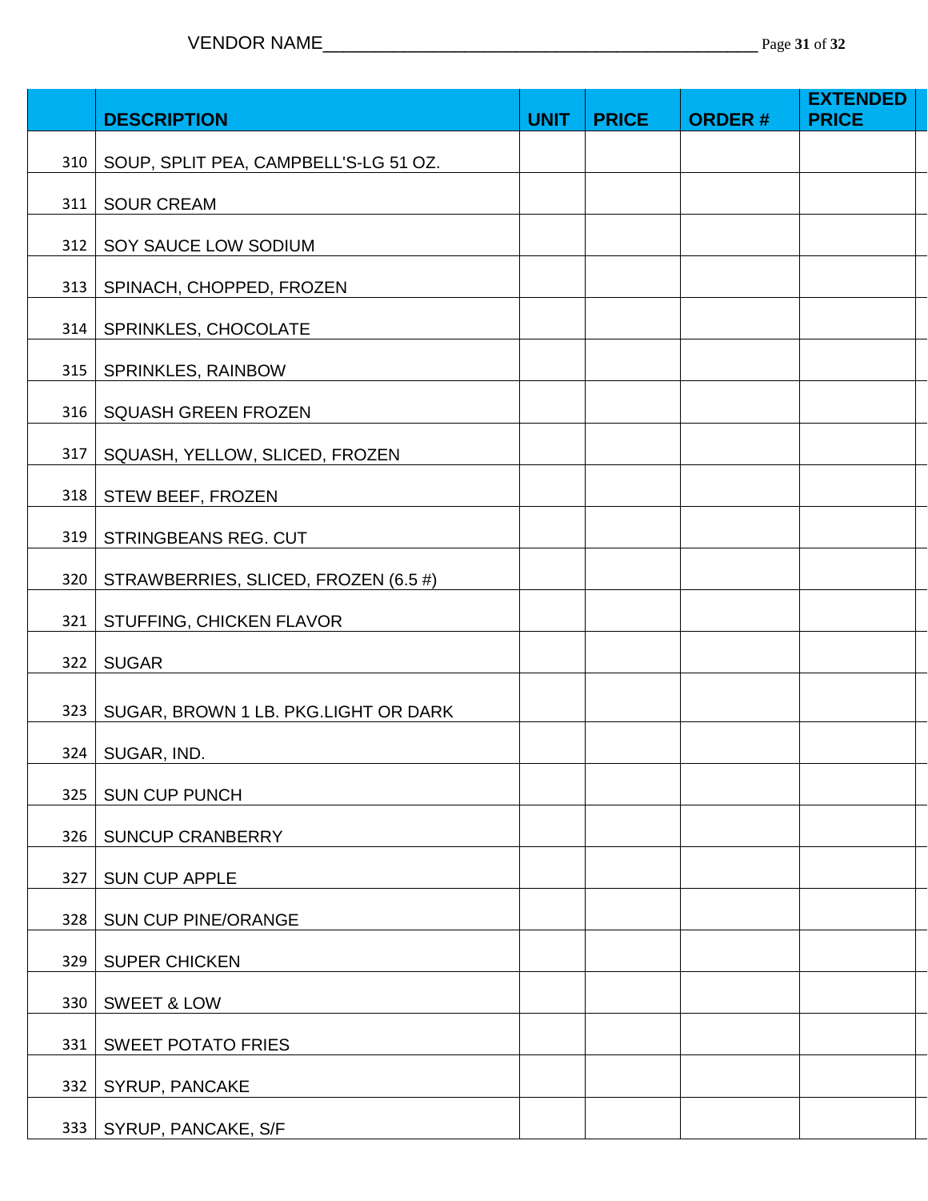VENDOR NAME_____________________________________________

| | DESCRIPTION | UNIT | PRICE | ORDER # | EXTENDED PRICE |
|---|---|---|---|---|---|
| 310 | SOUP, SPLIT PEA, CAMPBELL'S-LG 51 OZ. | | | | |
| 311 | SOUR CREAM | | | | |
| 312 | SOY SAUCE LOW SODIUM | | | | |
| 313 | SPINACH, CHOPPED, FROZEN | | | | |
| 314 | SPRINKLES, CHOCOLATE | | | | |
| 315 | SPRINKLES, RAINBOW | | | | |
| 316 | SQUASH GREEN FROZEN | | | | |
| 317 | SQUASH, YELLOW, SLICED, FROZEN | | | | |
| 318 | STEW BEEF, FROZEN | | | | |
| 319 | STRINGBEANS REG. CUT | | | | |
| 320 | STRAWBERRIES, SLICED, FROZEN (6.5 #) | | | | |
| 321 | STUFFING, CHICKEN FLAVOR | | | | |
| 322 | SUGAR | | | | |
| 323 | SUGAR, BROWN 1 LB. PKG.LIGHT OR DARK | | | | |
| 324 | SUGAR, IND. | | | | |
| 325 | SUN CUP PUNCH | | | | |
| 326 | SUNCUP CRANBERRY | | | | |
| 327 | SUN CUP APPLE | | | | |
| 328 | SUN CUP PINE/ORANGE | | | | |
| 329 | SUPER CHICKEN | | | | |
| 330 | SWEET & LOW | | | | |
| 331 | SWEET POTATO FRIES | | | | |
| 332 | SYRUP, PANCAKE | | | | |
| 333 | SYRUP, PANCAKE, S/F | | | | |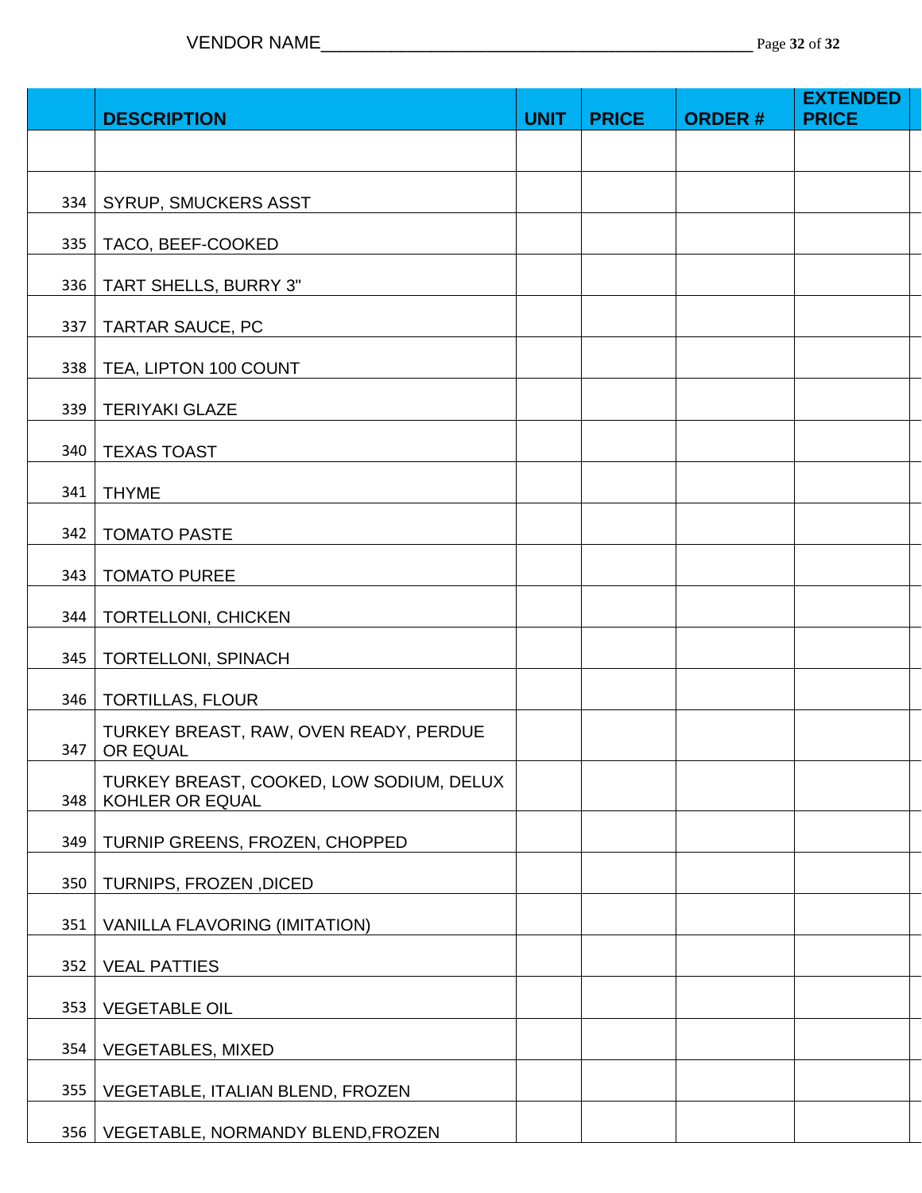VENDOR NAME_____________________________________________

| | DESCRIPTION | UNIT | PRICE | ORDER # | EXTENDED PRICE |
|---|---|---|---|---|---|
| | | | | | |
| 334 | SYRUP, SMUCKERS ASST | | | | |
| 335 | TACO, BEEF-COOKED | | | | |
| 336 | TART SHELLS, BURRY 3" | | | | |
| 337 | TARTAR SAUCE, PC | | | | |
| 338 | TEA, LIPTON 100 COUNT | | | | |
| 339 | TERIYAKI GLAZE | | | | |
| 340 | TEXAS TOAST | | | | |
| 341 | THYME | | | | |
| 342 | TOMATO PASTE | | | | |
| 343 | TOMATO PUREE | | | | |
| 344 | TORTELLONI, CHICKEN | | | | |
| 345 | TORTELLONI, SPINACH | | | | |
| 346 | TORTILLAS, FLOUR | | | | |
| 347 | TURKEY BREAST, RAW, OVEN READY, PERDUE OR EQUAL | | | | |
| 348 | TURKEY BREAST, COOKED, LOW SODIUM, DELUX KOHLER OR EQUAL | | | | |
| 349 | TURNIP GREENS, FROZEN, CHOPPED | | | | |
| 350 | TURNIPS, FROZEN ,DICED | | | | |
| 351 | VANILLA FLAVORING (IMITATION) | | | | |
| 352 | VEAL PATTIES | | | | |
| 353 | VEGETABLE OIL | | | | |
| 354 | VEGETABLES, MIXED | | | | |
| 355 | VEGETABLE, ITALIAN BLEND, FROZEN | | | | |
| 356 | VEGETABLE, NORMANDY BLEND,FROZEN | | | | |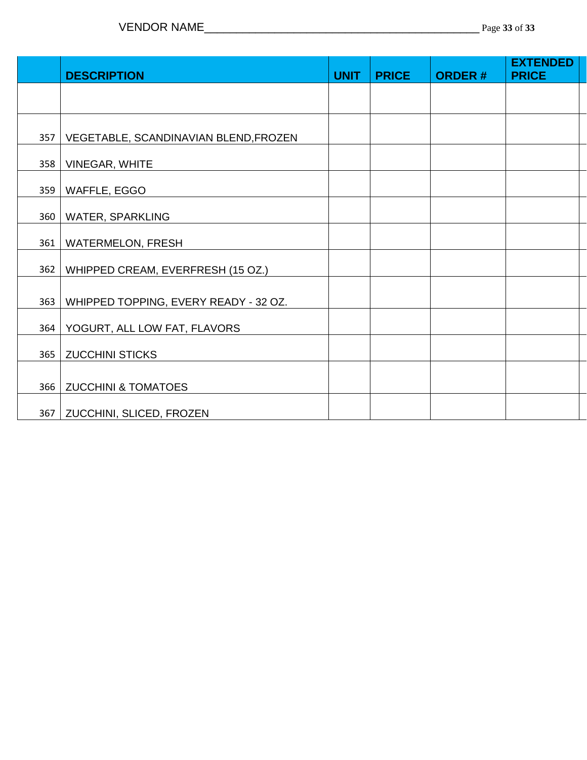VENDOR NAME_____________________________________________

| | DESCRIPTION | UNIT | PRICE | ORDER # | EXTENDED PRICE |
|---|---|---|---|---|---|
| | | | | | |
| 357 | VEGETABLE, SCANDINAVIAN BLEND,FROZEN | | | | |
| 358 | VINEGAR, WHITE | | | | |
| 359 | WAFFLE, EGGO | | | | |
| 360 | WATER, SPARKLING | | | | |
| 361 | WATERMELON, FRESH | | | | |
| 362 | WHIPPED CREAM, EVERFRESH (15 OZ.) | | | | |
| 363 | WHIPPED TOPPING, EVERY READY - 32 OZ. | | | | |
| 364 | YOGURT, ALL LOW FAT, FLAVORS | | | | |
| 365 | ZUCCHINI STICKS | | | | |
| 366 | ZUCCHINI & TOMATOES | | | | |
| 367 | ZUCCHINI, SLICED, FROZEN | | | | |